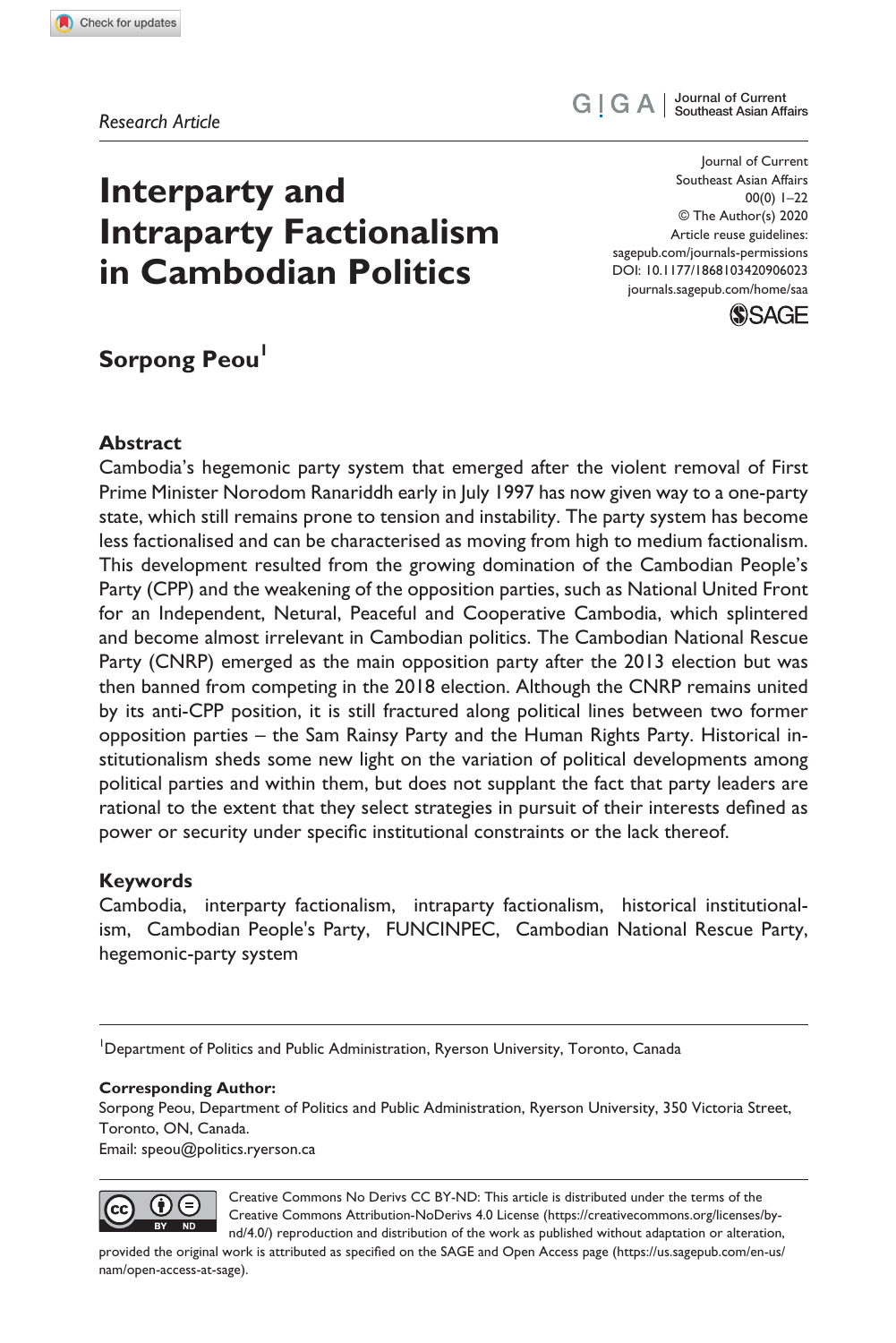*Research Article*

# Interparty and Intraparty Factionalism in Cambodian Politics

Journal of Current Southeast Asian Affairs
00(0) 1–22
© The Author(s) 2020
Article reuse guidelines:
sagepub.com/journals-permissions
DOI: 10.1177/1868103420906023
journals.sagepub.com/home/saa

**Sorpong Peou**[1]

## Abstract

Cambodia's hegemonic party system that emerged after the violent removal of First Prime Minister Norodom Ranariddh early in July 1997 has now given way to a one-party state, which still remains prone to tension and instability. The party system has become less factionalised and can be characterised as moving from high to medium factionalism. This development resulted from the growing domination of the Cambodian People's Party (CPP) and the weakening of the opposition parties, such as National United Front for an Independent, Netural, Peaceful and Cooperative Cambodia, which splintered and become almost irrelevant in Cambodian politics. The Cambodian National Rescue Party (CNRP) emerged as the main opposition party after the 2013 election but was then banned from competing in the 2018 election. Although the CNRP remains united by its anti-CPP position, it is still fractured along political lines between two former opposition parties – the Sam Rainsy Party and the Human Rights Party. Historical institutionalism sheds some new light on the variation of political developments among political parties and within them, but does not supplant the fact that party leaders are rational to the extent that they select strategies in pursuit of their interests defined as power or security under specific institutional constraints or the lack thereof.

## Keywords

Cambodia, interparty factionalism, intraparty factionalism, historical institutionalism, Cambodian People's Party, FUNCINPEC, Cambodian National Rescue Party, hegemonic-party system

[1]Department of Politics and Public Administration, Ryerson University, Toronto, Canada

**Corresponding Author:**
Sorpong Peou, Department of Politics and Public Administration, Ryerson University, 350 Victoria Street, Toronto, ON, Canada.
Email: speou@politics.ryerson.ca

Creative Commons No Derivs CC BY-ND: This article is distributed under the terms of the Creative Commons Attribution-NoDerivs 4.0 License (https://creativecommons.org/licenses/by-nd/4.0/) reproduction and distribution of the work as published without adaptation or alteration, provided the original work is attributed as specified on the SAGE and Open Access page (https://us.sagepub.com/en-us/nam/open-access-at-sage).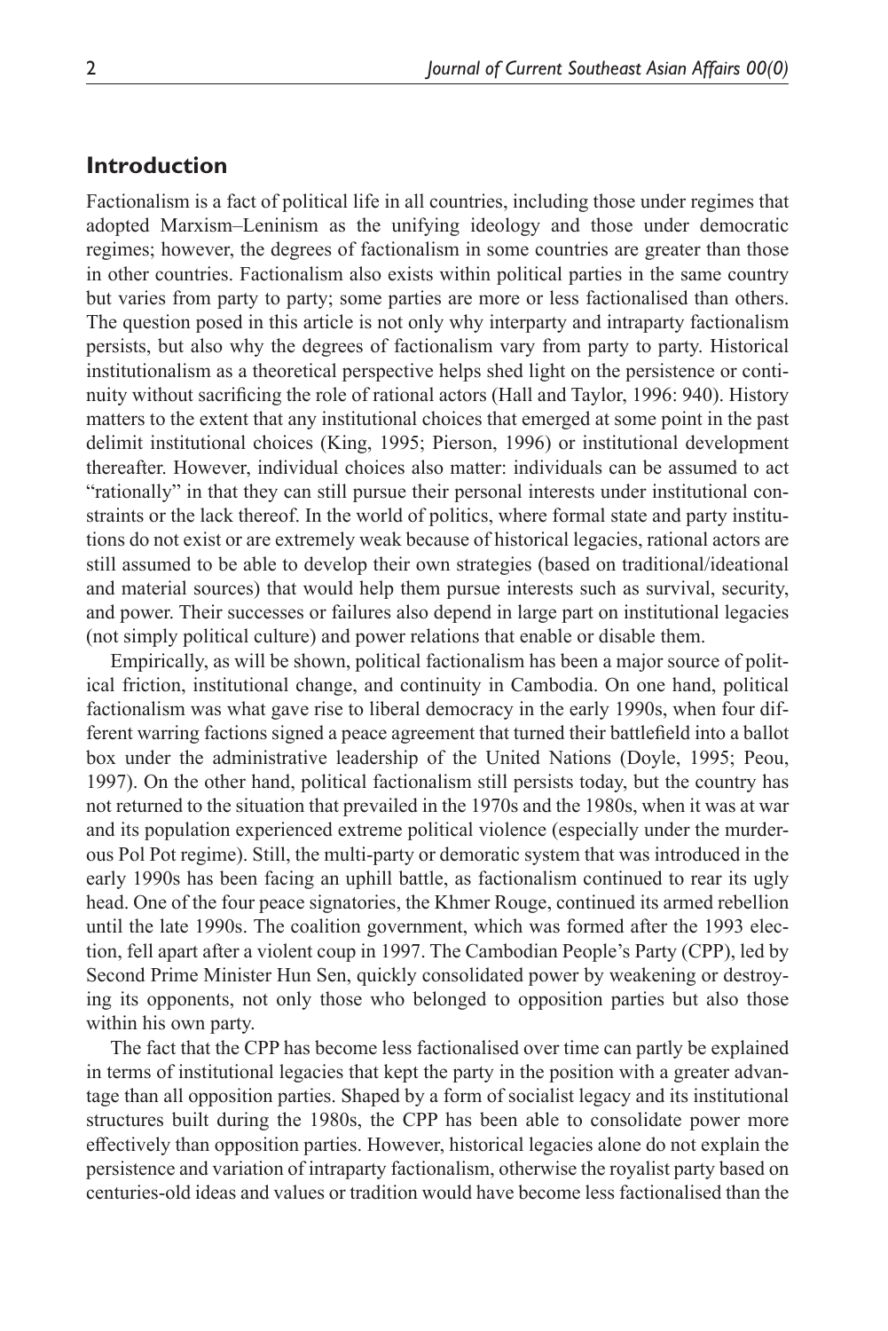## Introduction

Factionalism is a fact of political life in all countries, including those under regimes that adopted Marxism–Leninism as the unifying ideology and those under democratic regimes; however, the degrees of factionalism in some countries are greater than those in other countries. Factionalism also exists within political parties in the same country but varies from party to party; some parties are more or less factionalised than others. The question posed in this article is not only why interparty and intraparty factionalism persists, but also why the degrees of factionalism vary from party to party. Historical institutionalism as a theoretical perspective helps shed light on the persistence or continuity without sacrificing the role of rational actors (Hall and Taylor, 1996: 940). History matters to the extent that any institutional choices that emerged at some point in the past delimit institutional choices (King, 1995; Pierson, 1996) or institutional development thereafter. However, individual choices also matter: individuals can be assumed to act "rationally" in that they can still pursue their personal interests under institutional constraints or the lack thereof. In the world of politics, where formal state and party institutions do not exist or are extremely weak because of historical legacies, rational actors are still assumed to be able to develop their own strategies (based on traditional/ideational and material sources) that would help them pursue interests such as survival, security, and power. Their successes or failures also depend in large part on institutional legacies (not simply political culture) and power relations that enable or disable them.

Empirically, as will be shown, political factionalism has been a major source of political friction, institutional change, and continuity in Cambodia. On one hand, political factionalism was what gave rise to liberal democracy in the early 1990s, when four different warring factions signed a peace agreement that turned their battlefield into a ballot box under the administrative leadership of the United Nations (Doyle, 1995; Peou, 1997). On the other hand, political factionalism still persists today, but the country has not returned to the situation that prevailed in the 1970s and the 1980s, when it was at war and its population experienced extreme political violence (especially under the murderous Pol Pot regime). Still, the multi-party or demoratic system that was introduced in the early 1990s has been facing an uphill battle, as factionalism continued to rear its ugly head. One of the four peace signatories, the Khmer Rouge, continued its armed rebellion until the late 1990s. The coalition government, which was formed after the 1993 election, fell apart after a violent coup in 1997. The Cambodian People's Party (CPP), led by Second Prime Minister Hun Sen, quickly consolidated power by weakening or destroying its opponents, not only those who belonged to opposition parties but also those within his own party.

The fact that the CPP has become less factionalised over time can partly be explained in terms of institutional legacies that kept the party in the position with a greater advantage than all opposition parties. Shaped by a form of socialist legacy and its institutional structures built during the 1980s, the CPP has been able to consolidate power more effectively than opposition parties. However, historical legacies alone do not explain the persistence and variation of intraparty factionalism, otherwise the royalist party based on centuries-old ideas and values or tradition would have become less factionalised than the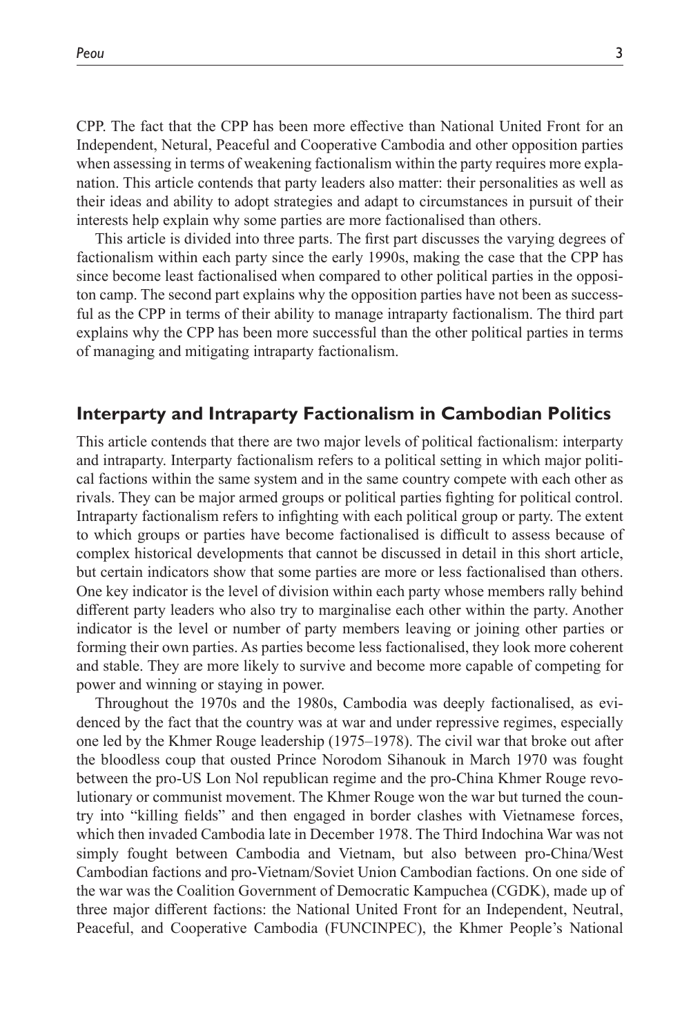CPP. The fact that the CPP has been more effective than National United Front for an Independent, Netural, Peaceful and Cooperative Cambodia and other opposition parties when assessing in terms of weakening factionalism within the party requires more explanation. This article contends that party leaders also matter: their personalities as well as their ideas and ability to adopt strategies and adapt to circumstances in pursuit of their interests help explain why some parties are more factionalised than others.

This article is divided into three parts. The first part discusses the varying degrees of factionalism within each party since the early 1990s, making the case that the CPP has since become least factionalised when compared to other political parties in the oppositon camp. The second part explains why the opposition parties have not been as successful as the CPP in terms of their ability to manage intraparty factionalism. The third part explains why the CPP has been more successful than the other political parties in terms of managing and mitigating intraparty factionalism.

## Interparty and Intraparty Factionalism in Cambodian Politics

This article contends that there are two major levels of political factionalism: interparty and intraparty. Interparty factionalism refers to a political setting in which major political factions within the same system and in the same country compete with each other as rivals. They can be major armed groups or political parties fighting for political control. Intraparty factionalism refers to infighting with each political group or party. The extent to which groups or parties have become factionalised is difficult to assess because of complex historical developments that cannot be discussed in detail in this short article, but certain indicators show that some parties are more or less factionalised than others. One key indicator is the level of division within each party whose members rally behind different party leaders who also try to marginalise each other within the party. Another indicator is the level or number of party members leaving or joining other parties or forming their own parties. As parties become less factionalised, they look more coherent and stable. They are more likely to survive and become more capable of competing for power and winning or staying in power.

Throughout the 1970s and the 1980s, Cambodia was deeply factionalised, as evidenced by the fact that the country was at war and under repressive regimes, especially one led by the Khmer Rouge leadership (1975–1978). The civil war that broke out after the bloodless coup that ousted Prince Norodom Sihanouk in March 1970 was fought between the pro-US Lon Nol republican regime and the pro-China Khmer Rouge revolutionary or communist movement. The Khmer Rouge won the war but turned the country into "killing fields" and then engaged in border clashes with Vietnamese forces, which then invaded Cambodia late in December 1978. The Third Indochina War was not simply fought between Cambodia and Vietnam, but also between pro-China/West Cambodian factions and pro-Vietnam/Soviet Union Cambodian factions. On one side of the war was the Coalition Government of Democratic Kampuchea (CGDK), made up of three major different factions: the National United Front for an Independent, Neutral, Peaceful, and Cooperative Cambodia (FUNCINPEC), the Khmer People's National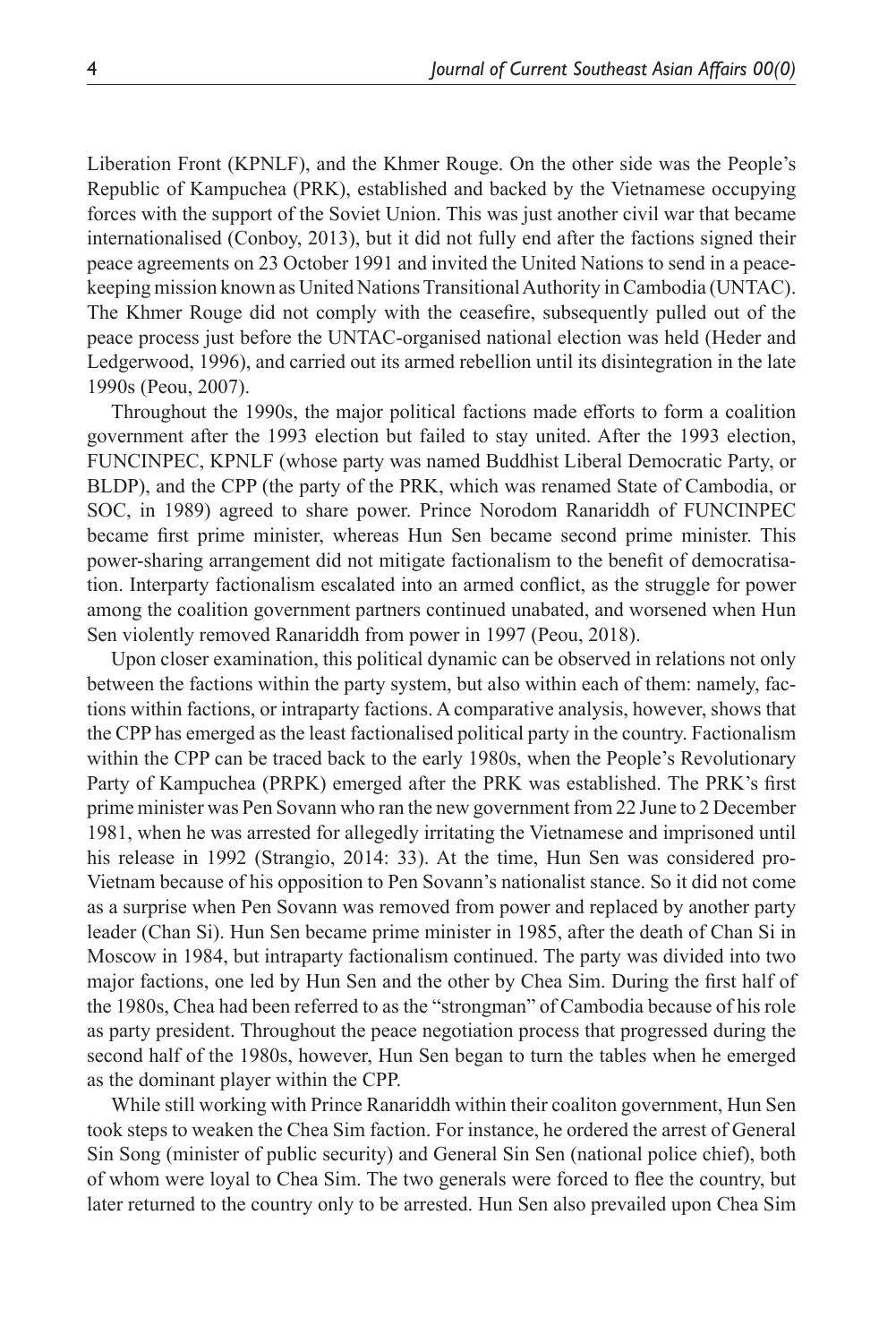Liberation Front (KPNLF), and the Khmer Rouge. On the other side was the People's Republic of Kampuchea (PRK), established and backed by the Vietnamese occupying forces with the support of the Soviet Union. This was just another civil war that became internationalised (Conboy, 2013), but it did not fully end after the factions signed their peace agreements on 23 October 1991 and invited the United Nations to send in a peacekeeping mission known as United Nations Transitional Authority in Cambodia (UNTAC). The Khmer Rouge did not comply with the ceasefire, subsequently pulled out of the peace process just before the UNTAC-organised national election was held (Heder and Ledgerwood, 1996), and carried out its armed rebellion until its disintegration in the late 1990s (Peou, 2007).

Throughout the 1990s, the major political factions made efforts to form a coalition government after the 1993 election but failed to stay united. After the 1993 election, FUNCINPEC, KPNLF (whose party was named Buddhist Liberal Democratic Party, or BLDP), and the CPP (the party of the PRK, which was renamed State of Cambodia, or SOC, in 1989) agreed to share power. Prince Norodom Ranariddh of FUNCINPEC became first prime minister, whereas Hun Sen became second prime minister. This power-sharing arrangement did not mitigate factionalism to the benefit of democratisation. Interparty factionalism escalated into an armed conflict, as the struggle for power among the coalition government partners continued unabated, and worsened when Hun Sen violently removed Ranariddh from power in 1997 (Peou, 2018).

Upon closer examination, this political dynamic can be observed in relations not only between the factions within the party system, but also within each of them: namely, factions within factions, or intraparty factions. A comparative analysis, however, shows that the CPP has emerged as the least factionalised political party in the country. Factionalism within the CPP can be traced back to the early 1980s, when the People's Revolutionary Party of Kampuchea (PRPK) emerged after the PRK was established. The PRK's first prime minister was Pen Sovann who ran the new government from 22 June to 2 December 1981, when he was arrested for allegedly irritating the Vietnamese and imprisoned until his release in 1992 (Strangio, 2014: 33). At the time, Hun Sen was considered pro-Vietnam because of his opposition to Pen Sovann's nationalist stance. So it did not come as a surprise when Pen Sovann was removed from power and replaced by another party leader (Chan Si). Hun Sen became prime minister in 1985, after the death of Chan Si in Moscow in 1984, but intraparty factionalism continued. The party was divided into two major factions, one led by Hun Sen and the other by Chea Sim. During the first half of the 1980s, Chea had been referred to as the "strongman" of Cambodia because of his role as party president. Throughout the peace negotiation process that progressed during the second half of the 1980s, however, Hun Sen began to turn the tables when he emerged as the dominant player within the CPP.

While still working with Prince Ranariddh within their coaliton government, Hun Sen took steps to weaken the Chea Sim faction. For instance, he ordered the arrest of General Sin Song (minister of public security) and General Sin Sen (national police chief), both of whom were loyal to Chea Sim. The two generals were forced to flee the country, but later returned to the country only to be arrested. Hun Sen also prevailed upon Chea Sim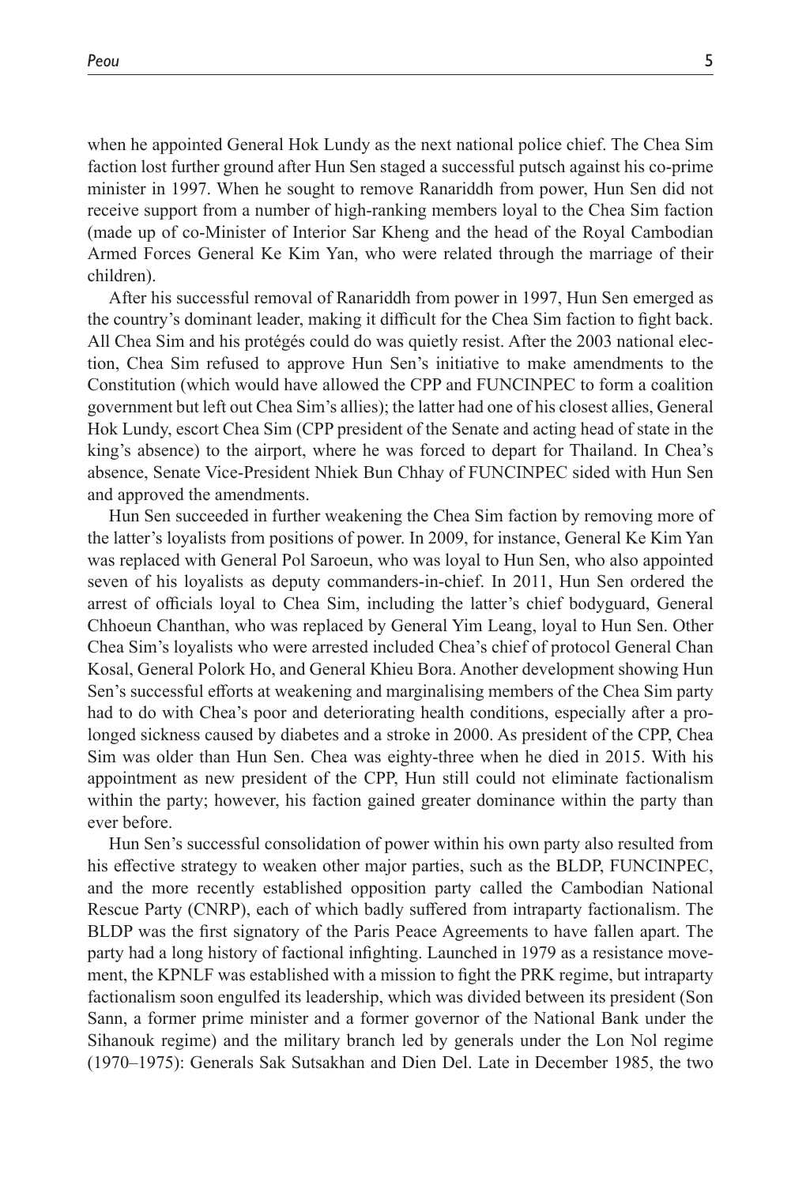when he appointed General Hok Lundy as the next national police chief. The Chea Sim faction lost further ground after Hun Sen staged a successful putsch against his co-prime minister in 1997. When he sought to remove Ranariddh from power, Hun Sen did not receive support from a number of high-ranking members loyal to the Chea Sim faction (made up of co-Minister of Interior Sar Kheng and the head of the Royal Cambodian Armed Forces General Ke Kim Yan, who were related through the marriage of their children).

After his successful removal of Ranariddh from power in 1997, Hun Sen emerged as the country's dominant leader, making it difficult for the Chea Sim faction to fight back. All Chea Sim and his protégés could do was quietly resist. After the 2003 national election, Chea Sim refused to approve Hun Sen's initiative to make amendments to the Constitution (which would have allowed the CPP and FUNCINPEC to form a coalition government but left out Chea Sim's allies); the latter had one of his closest allies, General Hok Lundy, escort Chea Sim (CPP president of the Senate and acting head of state in the king's absence) to the airport, where he was forced to depart for Thailand. In Chea's absence, Senate Vice-President Nhiek Bun Chhay of FUNCINPEC sided with Hun Sen and approved the amendments.

Hun Sen succeeded in further weakening the Chea Sim faction by removing more of the latter's loyalists from positions of power. In 2009, for instance, General Ke Kim Yan was replaced with General Pol Saroeun, who was loyal to Hun Sen, who also appointed seven of his loyalists as deputy commanders-in-chief. In 2011, Hun Sen ordered the arrest of officials loyal to Chea Sim, including the latter's chief bodyguard, General Chhoeun Chanthan, who was replaced by General Yim Leang, loyal to Hun Sen. Other Chea Sim's loyalists who were arrested included Chea's chief of protocol General Chan Kosal, General Polork Ho, and General Khieu Bora. Another development showing Hun Sen's successful efforts at weakening and marginalising members of the Chea Sim party had to do with Chea's poor and deteriorating health conditions, especially after a prolonged sickness caused by diabetes and a stroke in 2000. As president of the CPP, Chea Sim was older than Hun Sen. Chea was eighty-three when he died in 2015. With his appointment as new president of the CPP, Hun still could not eliminate factionalism within the party; however, his faction gained greater dominance within the party than ever before.

Hun Sen's successful consolidation of power within his own party also resulted from his effective strategy to weaken other major parties, such as the BLDP, FUNCINPEC, and the more recently established opposition party called the Cambodian National Rescue Party (CNRP), each of which badly suffered from intraparty factionalism. The BLDP was the first signatory of the Paris Peace Agreements to have fallen apart. The party had a long history of factional infighting. Launched in 1979 as a resistance movement, the KPNLF was established with a mission to fight the PRK regime, but intraparty factionalism soon engulfed its leadership, which was divided between its president (Son Sann, a former prime minister and a former governor of the National Bank under the Sihanouk regime) and the military branch led by generals under the Lon Nol regime (1970–1975): Generals Sak Sutsakhan and Dien Del. Late in December 1985, the two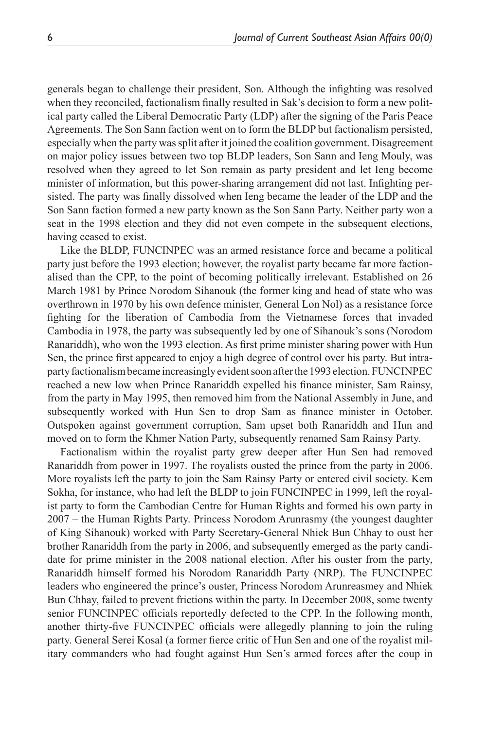generals began to challenge their president, Son. Although the infighting was resolved when they reconciled, factionalism finally resulted in Sak's decision to form a new political party called the Liberal Democratic Party (LDP) after the signing of the Paris Peace Agreements. The Son Sann faction went on to form the BLDP but factionalism persisted, especially when the party was split after it joined the coalition government. Disagreement on major policy issues between two top BLDP leaders, Son Sann and Ieng Mouly, was resolved when they agreed to let Son remain as party president and let Ieng become minister of information, but this power-sharing arrangement did not last. Infighting persisted. The party was finally dissolved when Ieng became the leader of the LDP and the Son Sann faction formed a new party known as the Son Sann Party. Neither party won a seat in the 1998 election and they did not even compete in the subsequent elections, having ceased to exist.

Like the BLDP, FUNCINPEC was an armed resistance force and became a political party just before the 1993 election; however, the royalist party became far more factionalised than the CPP, to the point of becoming politically irrelevant. Established on 26 March 1981 by Prince Norodom Sihanouk (the former king and head of state who was overthrown in 1970 by his own defence minister, General Lon Nol) as a resistance force fighting for the liberation of Cambodia from the Vietnamese forces that invaded Cambodia in 1978, the party was subsequently led by one of Sihanouk's sons (Norodom Ranariddh), who won the 1993 election. As first prime minister sharing power with Hun Sen, the prince first appeared to enjoy a high degree of control over his party. But intraparty factionalism became increasingly evident soon after the 1993 election. FUNCINPEC reached a new low when Prince Ranariddh expelled his finance minister, Sam Rainsy, from the party in May 1995, then removed him from the National Assembly in June, and subsequently worked with Hun Sen to drop Sam as finance minister in October. Outspoken against government corruption, Sam upset both Ranariddh and Hun and moved on to form the Khmer Nation Party, subsequently renamed Sam Rainsy Party.

Factionalism within the royalist party grew deeper after Hun Sen had removed Ranariddh from power in 1997. The royalists ousted the prince from the party in 2006. More royalists left the party to join the Sam Rainsy Party or entered civil society. Kem Sokha, for instance, who had left the BLDP to join FUNCINPEC in 1999, left the royalist party to form the Cambodian Centre for Human Rights and formed his own party in 2007 – the Human Rights Party. Princess Norodom Arunrasmy (the youngest daughter of King Sihanouk) worked with Party Secretary-General Nhiek Bun Chhay to oust her brother Ranariddh from the party in 2006, and subsequently emerged as the party candidate for prime minister in the 2008 national election. After his ouster from the party, Ranariddh himself formed his Norodom Ranariddh Party (NRP). The FUNCINPEC leaders who engineered the prince's ouster, Princess Norodom Arunreasmey and Nhiek Bun Chhay, failed to prevent frictions within the party. In December 2008, some twenty senior FUNCINPEC officials reportedly defected to the CPP. In the following month, another thirty-five FUNCINPEC officials were allegedly planning to join the ruling party. General Serei Kosal (a former fierce critic of Hun Sen and one of the royalist military commanders who had fought against Hun Sen's armed forces after the coup in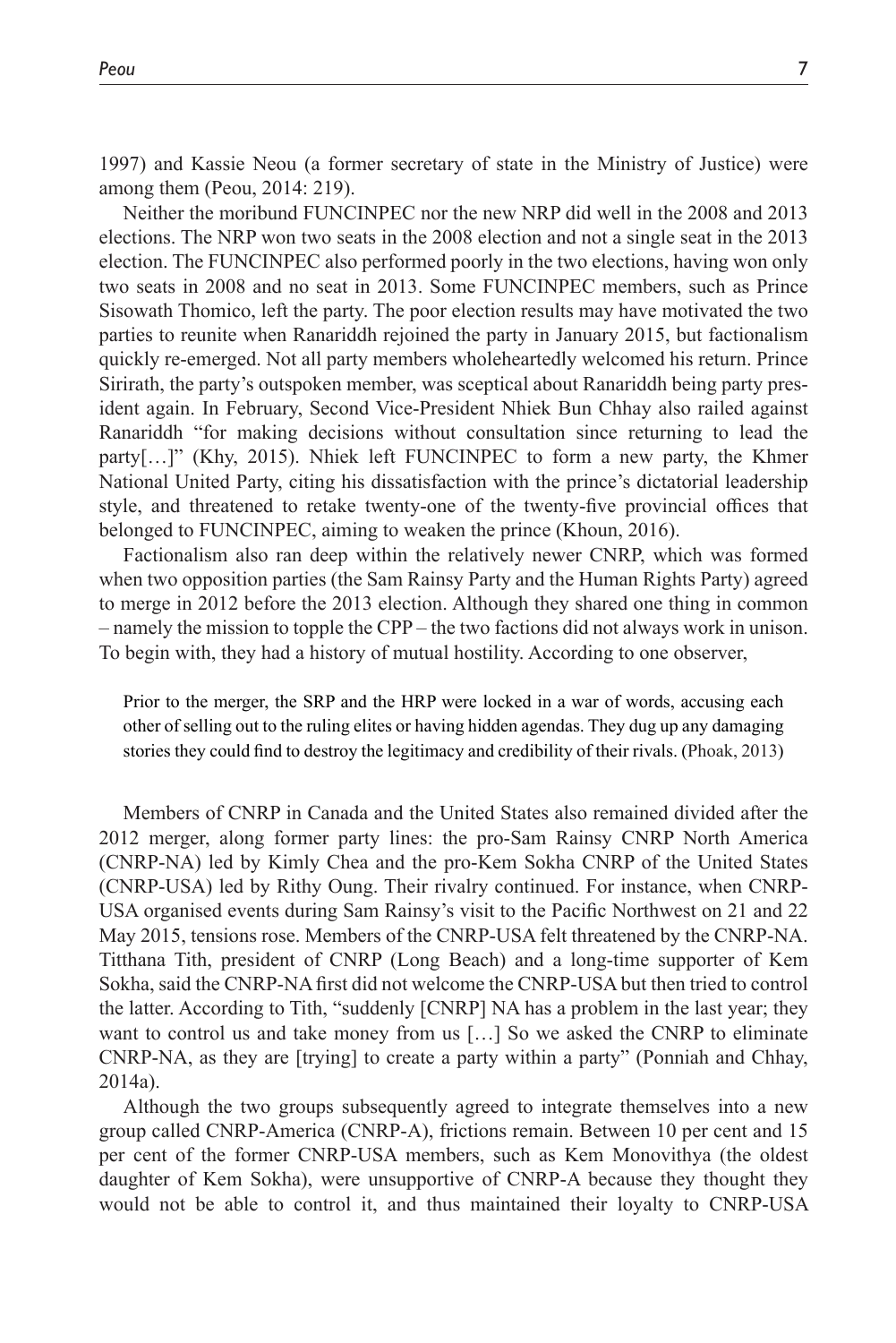1997) and Kassie Neou (a former secretary of state in the Ministry of Justice) were among them (Peou, 2014: 219).

Neither the moribund FUNCINPEC nor the new NRP did well in the 2008 and 2013 elections. The NRP won two seats in the 2008 election and not a single seat in the 2013 election. The FUNCINPEC also performed poorly in the two elections, having won only two seats in 2008 and no seat in 2013. Some FUNCINPEC members, such as Prince Sisowath Thomico, left the party. The poor election results may have motivated the two parties to reunite when Ranariddh rejoined the party in January 2015, but factionalism quickly re-emerged. Not all party members wholeheartedly welcomed his return. Prince Sirirath, the party's outspoken member, was sceptical about Ranariddh being party president again. In February, Second Vice-President Nhiek Bun Chhay also railed against Ranariddh "for making decisions without consultation since returning to lead the party[…]" (Khy, 2015). Nhiek left FUNCINPEC to form a new party, the Khmer National United Party, citing his dissatisfaction with the prince's dictatorial leadership style, and threatened to retake twenty-one of the twenty-five provincial offices that belonged to FUNCINPEC, aiming to weaken the prince (Khoun, 2016).

Factionalism also ran deep within the relatively newer CNRP, which was formed when two opposition parties (the Sam Rainsy Party and the Human Rights Party) agreed to merge in 2012 before the 2013 election. Although they shared one thing in common – namely the mission to topple the CPP – the two factions did not always work in unison. To begin with, they had a history of mutual hostility. According to one observer,

> Prior to the merger, the SRP and the HRP were locked in a war of words, accusing each other of selling out to the ruling elites or having hidden agendas. They dug up any damaging stories they could find to destroy the legitimacy and credibility of their rivals. (Phoak, 2013)

Members of CNRP in Canada and the United States also remained divided after the 2012 merger, along former party lines: the pro-Sam Rainsy CNRP North America (CNRP-NA) led by Kimly Chea and the pro-Kem Sokha CNRP of the United States (CNRP-USA) led by Rithy Oung. Their rivalry continued. For instance, when CNRP-USA organised events during Sam Rainsy's visit to the Pacific Northwest on 21 and 22 May 2015, tensions rose. Members of the CNRP-USA felt threatened by the CNRP-NA. Titthana Tith, president of CNRP (Long Beach) and a long-time supporter of Kem Sokha, said the CNRP-NA first did not welcome the CNRP-USA but then tried to control the latter. According to Tith, "suddenly [CNRP] NA has a problem in the last year; they want to control us and take money from us […] So we asked the CNRP to eliminate CNRP-NA, as they are [trying] to create a party within a party" (Ponniah and Chhay, 2014a).

Although the two groups subsequently agreed to integrate themselves into a new group called CNRP-America (CNRP-A), frictions remain. Between 10 per cent and 15 per cent of the former CNRP-USA members, such as Kem Monovithya (the oldest daughter of Kem Sokha), were unsupportive of CNRP-A because they thought they would not be able to control it, and thus maintained their loyalty to CNRP-USA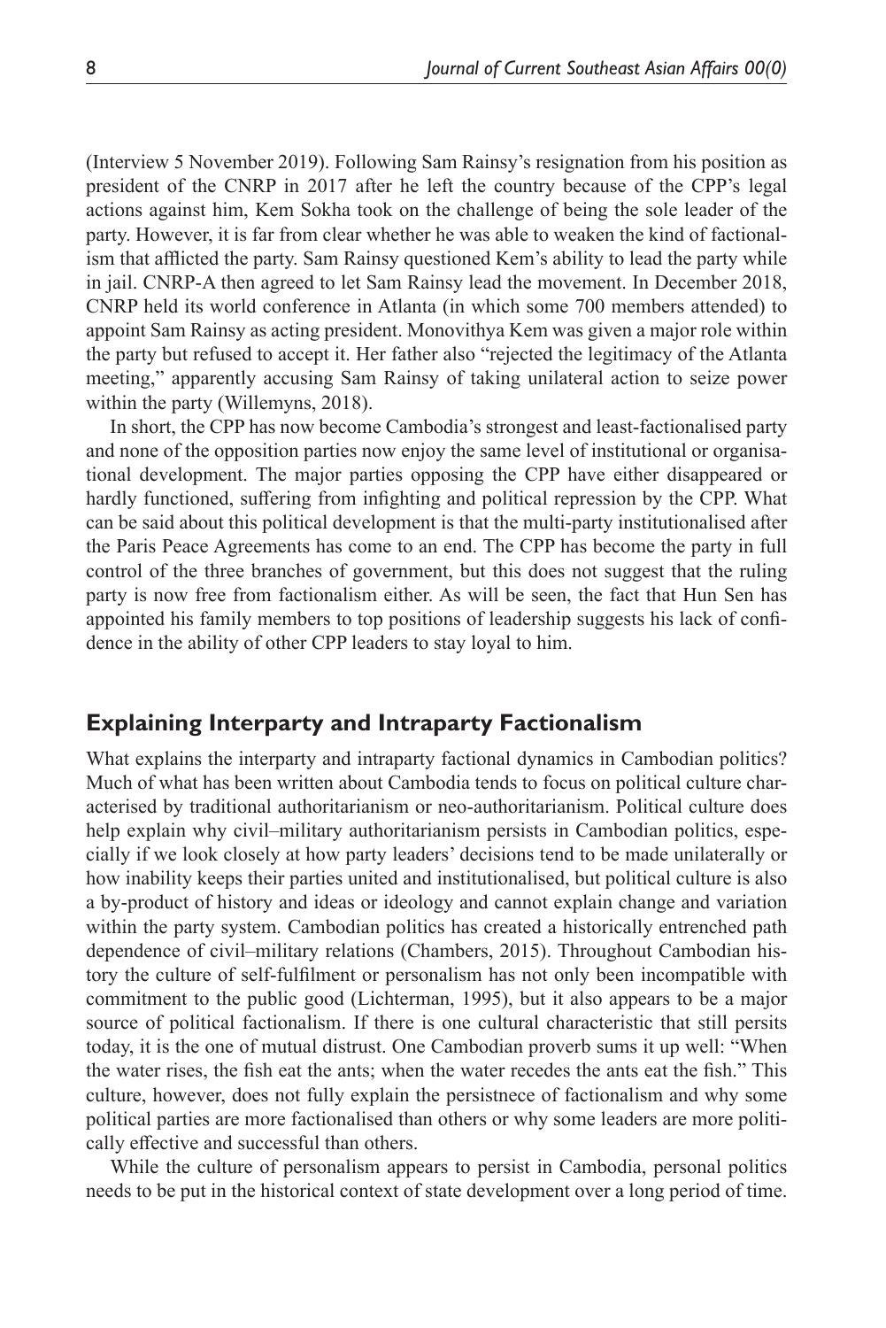(Interview 5 November 2019). Following Sam Rainsy's resignation from his position as president of the CNRP in 2017 after he left the country because of the CPP's legal actions against him, Kem Sokha took on the challenge of being the sole leader of the party. However, it is far from clear whether he was able to weaken the kind of factionalism that afflicted the party. Sam Rainsy questioned Kem's ability to lead the party while in jail. CNRP-A then agreed to let Sam Rainsy lead the movement. In December 2018, CNRP held its world conference in Atlanta (in which some 700 members attended) to appoint Sam Rainsy as acting president. Monovithya Kem was given a major role within the party but refused to accept it. Her father also "rejected the legitimacy of the Atlanta meeting," apparently accusing Sam Rainsy of taking unilateral action to seize power within the party (Willemyns, 2018).

In short, the CPP has now become Cambodia's strongest and least-factionalised party and none of the opposition parties now enjoy the same level of institutional or organisational development. The major parties opposing the CPP have either disappeared or hardly functioned, suffering from infighting and political repression by the CPP. What can be said about this political development is that the multi-party institutionalised after the Paris Peace Agreements has come to an end. The CPP has become the party in full control of the three branches of government, but this does not suggest that the ruling party is now free from factionalism either. As will be seen, the fact that Hun Sen has appointed his family members to top positions of leadership suggests his lack of confidence in the ability of other CPP leaders to stay loyal to him.

## Explaining Interparty and Intraparty Factionalism

What explains the interparty and intraparty factional dynamics in Cambodian politics? Much of what has been written about Cambodia tends to focus on political culture characterised by traditional authoritarianism or neo-authoritarianism. Political culture does help explain why civil–military authoritarianism persists in Cambodian politics, especially if we look closely at how party leaders' decisions tend to be made unilaterally or how inability keeps their parties united and institutionalised, but political culture is also a by-product of history and ideas or ideology and cannot explain change and variation within the party system. Cambodian politics has created a historically entrenched path dependence of civil–military relations (Chambers, 2015). Throughout Cambodian history the culture of self-fulfilment or personalism has not only been incompatible with commitment to the public good (Lichterman, 1995), but it also appears to be a major source of political factionalism. If there is one cultural characteristic that still persits today, it is the one of mutual distrust. One Cambodian proverb sums it up well: "When the water rises, the fish eat the ants; when the water recedes the ants eat the fish." This culture, however, does not fully explain the persistnece of factionalism and why some political parties are more factionalised than others or why some leaders are more politically effective and successful than others.

While the culture of personalism appears to persist in Cambodia, personal politics needs to be put in the historical context of state development over a long period of time.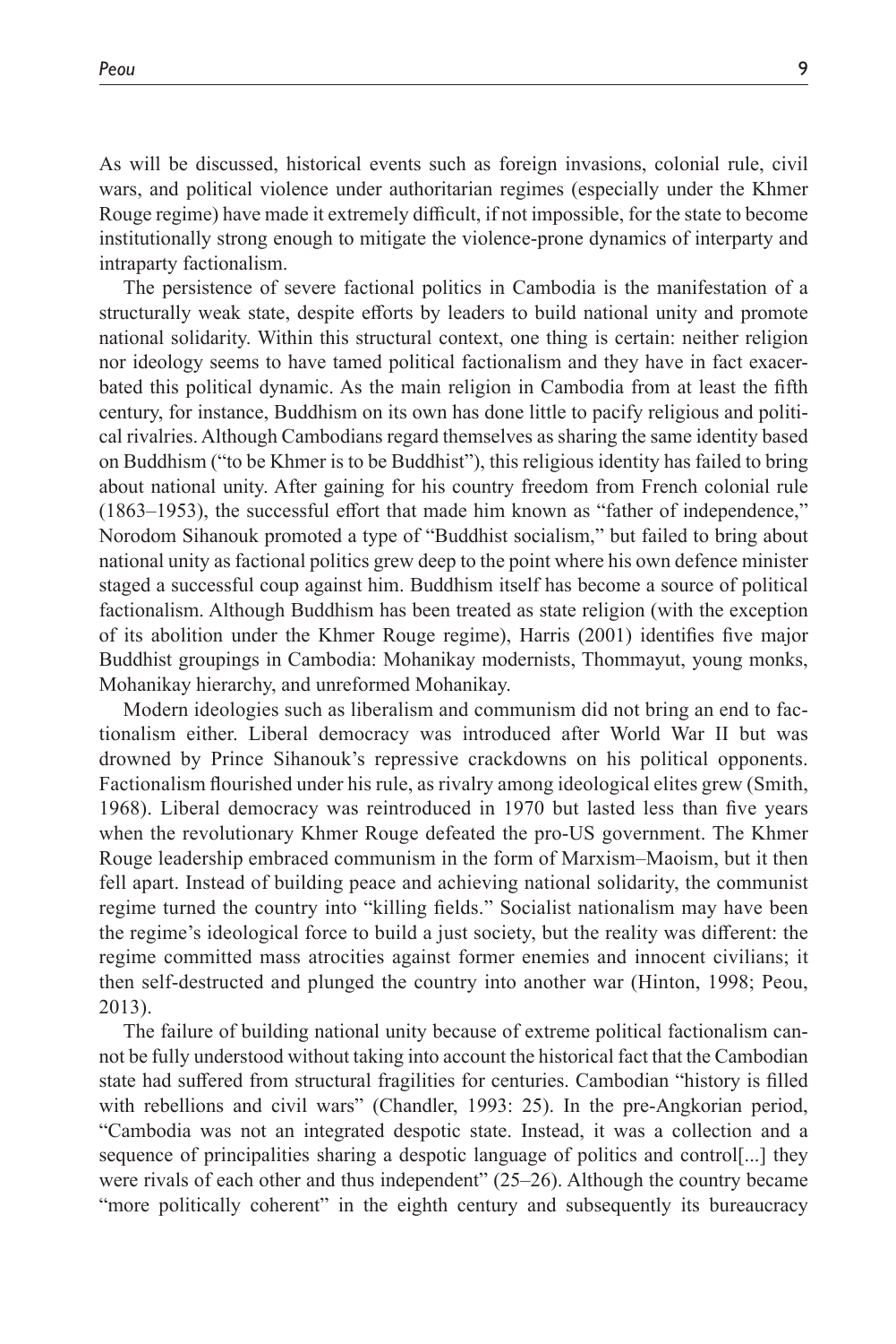As will be discussed, historical events such as foreign invasions, colonial rule, civil wars, and political violence under authoritarian regimes (especially under the Khmer Rouge regime) have made it extremely difficult, if not impossible, for the state to become institutionally strong enough to mitigate the violence-prone dynamics of interparty and intraparty factionalism.

The persistence of severe factional politics in Cambodia is the manifestation of a structurally weak state, despite efforts by leaders to build national unity and promote national solidarity. Within this structural context, one thing is certain: neither religion nor ideology seems to have tamed political factionalism and they have in fact exacerbated this political dynamic. As the main religion in Cambodia from at least the fifth century, for instance, Buddhism on its own has done little to pacify religious and political rivalries. Although Cambodians regard themselves as sharing the same identity based on Buddhism ("to be Khmer is to be Buddhist"), this religious identity has failed to bring about national unity. After gaining for his country freedom from French colonial rule (1863–1953), the successful effort that made him known as "father of independence," Norodom Sihanouk promoted a type of "Buddhist socialism," but failed to bring about national unity as factional politics grew deep to the point where his own defence minister staged a successful coup against him. Buddhism itself has become a source of political factionalism. Although Buddhism has been treated as state religion (with the exception of its abolition under the Khmer Rouge regime), Harris (2001) identifies five major Buddhist groupings in Cambodia: Mohanikay modernists, Thommayut, young monks, Mohanikay hierarchy, and unreformed Mohanikay.

Modern ideologies such as liberalism and communism did not bring an end to factionalism either. Liberal democracy was introduced after World War II but was drowned by Prince Sihanouk's repressive crackdowns on his political opponents. Factionalism flourished under his rule, as rivalry among ideological elites grew (Smith, 1968). Liberal democracy was reintroduced in 1970 but lasted less than five years when the revolutionary Khmer Rouge defeated the pro-US government. The Khmer Rouge leadership embraced communism in the form of Marxism–Maoism, but it then fell apart. Instead of building peace and achieving national solidarity, the communist regime turned the country into "killing fields." Socialist nationalism may have been the regime's ideological force to build a just society, but the reality was different: the regime committed mass atrocities against former enemies and innocent civilians; it then self-destructed and plunged the country into another war (Hinton, 1998; Peou, 2013).

The failure of building national unity because of extreme political factionalism cannot be fully understood without taking into account the historical fact that the Cambodian state had suffered from structural fragilities for centuries. Cambodian "history is filled with rebellions and civil wars" (Chandler, 1993: 25). In the pre-Angkorian period, "Cambodia was not an integrated despotic state. Instead, it was a collection and a sequence of principalities sharing a despotic language of politics and control[...] they were rivals of each other and thus independent" (25–26). Although the country became "more politically coherent" in the eighth century and subsequently its bureaucracy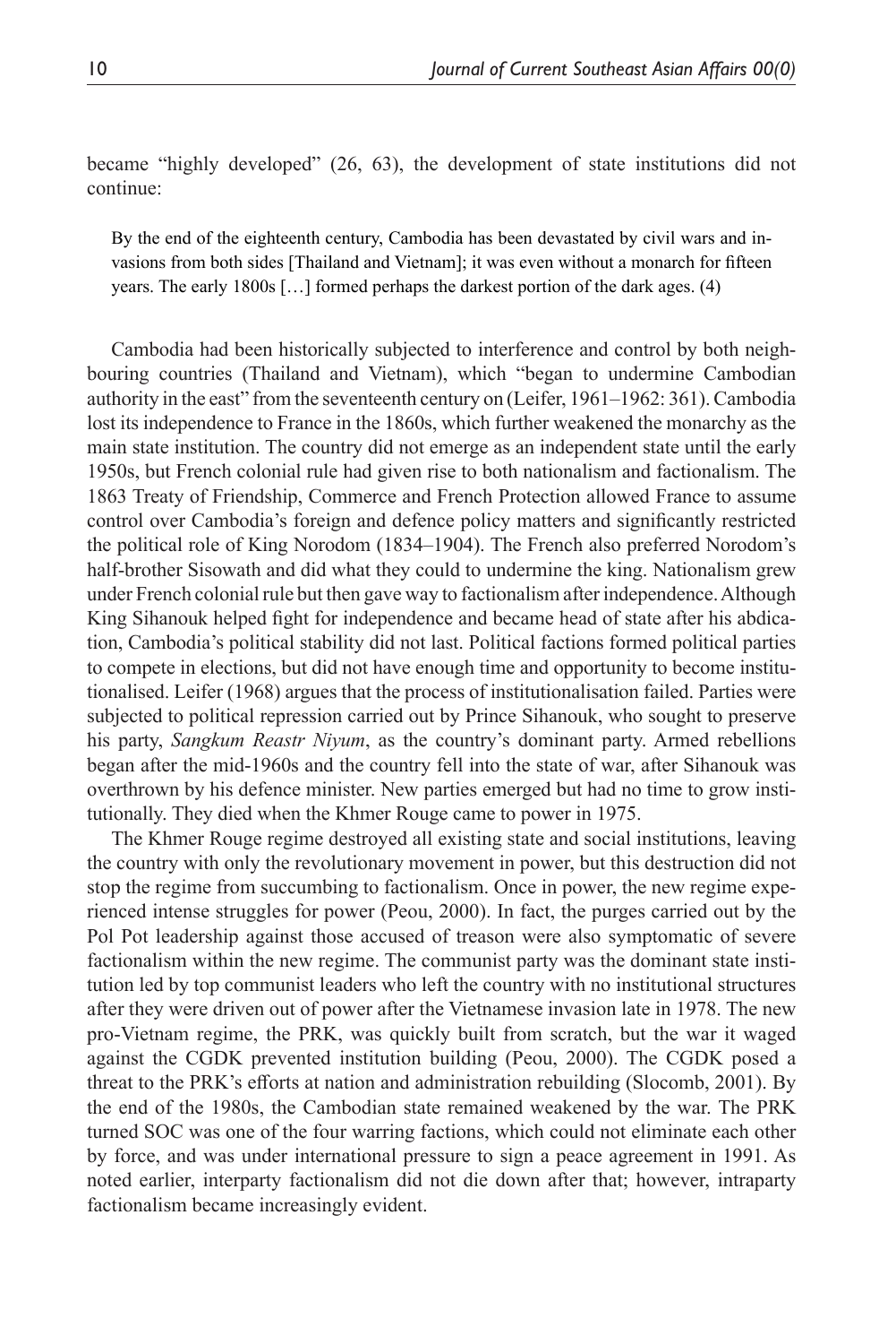became "highly developed" (26, 63), the development of state institutions did not continue:

> By the end of the eighteenth century, Cambodia has been devastated by civil wars and invasions from both sides [Thailand and Vietnam]; it was even without a monarch for fifteen years. The early 1800s […] formed perhaps the darkest portion of the dark ages. (4)

Cambodia had been historically subjected to interference and control by both neighbouring countries (Thailand and Vietnam), which "began to undermine Cambodian authority in the east" from the seventeenth century on (Leifer, 1961–1962: 361). Cambodia lost its independence to France in the 1860s, which further weakened the monarchy as the main state institution. The country did not emerge as an independent state until the early 1950s, but French colonial rule had given rise to both nationalism and factionalism. The 1863 Treaty of Friendship, Commerce and French Protection allowed France to assume control over Cambodia's foreign and defence policy matters and significantly restricted the political role of King Norodom (1834–1904). The French also preferred Norodom's half-brother Sisowath and did what they could to undermine the king. Nationalism grew under French colonial rule but then gave way to factionalism after independence. Although King Sihanouk helped fight for independence and became head of state after his abdication, Cambodia's political stability did not last. Political factions formed political parties to compete in elections, but did not have enough time and opportunity to become institutionalised. Leifer (1968) argues that the process of institutionalisation failed. Parties were subjected to political repression carried out by Prince Sihanouk, who sought to preserve his party, *Sangkum Reastr Niyum*, as the country's dominant party. Armed rebellions began after the mid-1960s and the country fell into the state of war, after Sihanouk was overthrown by his defence minister. New parties emerged but had no time to grow institutionally. They died when the Khmer Rouge came to power in 1975.

The Khmer Rouge regime destroyed all existing state and social institutions, leaving the country with only the revolutionary movement in power, but this destruction did not stop the regime from succumbing to factionalism. Once in power, the new regime experienced intense struggles for power (Peou, 2000). In fact, the purges carried out by the Pol Pot leadership against those accused of treason were also symptomatic of severe factionalism within the new regime. The communist party was the dominant state institution led by top communist leaders who left the country with no institutional structures after they were driven out of power after the Vietnamese invasion late in 1978. The new pro-Vietnam regime, the PRK, was quickly built from scratch, but the war it waged against the CGDK prevented institution building (Peou, 2000). The CGDK posed a threat to the PRK's efforts at nation and administration rebuilding (Slocomb, 2001). By the end of the 1980s, the Cambodian state remained weakened by the war. The PRK turned SOC was one of the four warring factions, which could not eliminate each other by force, and was under international pressure to sign a peace agreement in 1991. As noted earlier, interparty factionalism did not die down after that; however, intraparty factionalism became increasingly evident.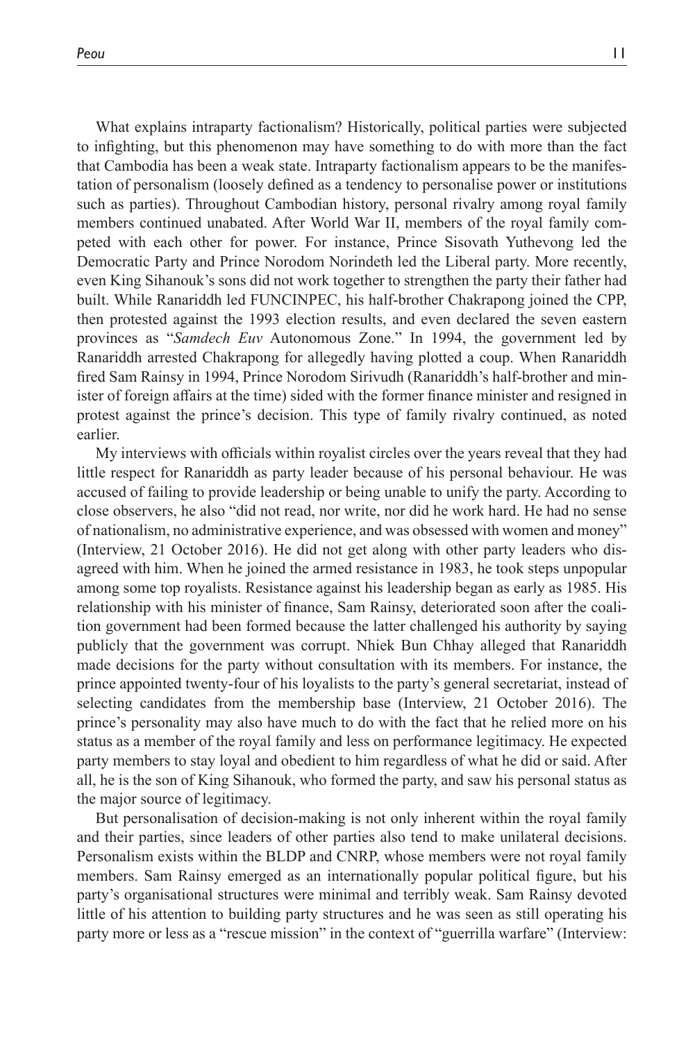What explains intraparty factionalism? Historically, political parties were subjected to infighting, but this phenomenon may have something to do with more than the fact that Cambodia has been a weak state. Intraparty factionalism appears to be the manifestation of personalism (loosely defined as a tendency to personalise power or institutions such as parties). Throughout Cambodian history, personal rivalry among royal family members continued unabated. After World War II, members of the royal family competed with each other for power. For instance, Prince Sisovath Yuthevong led the Democratic Party and Prince Norodom Norindeth led the Liberal party. More recently, even King Sihanouk's sons did not work together to strengthen the party their father had built. While Ranariddh led FUNCINPEC, his half-brother Chakrapong joined the CPP, then protested against the 1993 election results, and even declared the seven eastern provinces as "*Samdech Euv* Autonomous Zone." In 1994, the government led by Ranariddh arrested Chakrapong for allegedly having plotted a coup. When Ranariddh fired Sam Rainsy in 1994, Prince Norodom Sirivudh (Ranariddh's half-brother and minister of foreign affairs at the time) sided with the former finance minister and resigned in protest against the prince's decision. This type of family rivalry continued, as noted earlier.

My interviews with officials within royalist circles over the years reveal that they had little respect for Ranariddh as party leader because of his personal behaviour. He was accused of failing to provide leadership or being unable to unify the party. According to close observers, he also "did not read, nor write, nor did he work hard. He had no sense of nationalism, no administrative experience, and was obsessed with women and money" (Interview, 21 October 2016). He did not get along with other party leaders who disagreed with him. When he joined the armed resistance in 1983, he took steps unpopular among some top royalists. Resistance against his leadership began as early as 1985. His relationship with his minister of finance, Sam Rainsy, deteriorated soon after the coalition government had been formed because the latter challenged his authority by saying publicly that the government was corrupt. Nhiek Bun Chhay alleged that Ranariddh made decisions for the party without consultation with its members. For instance, the prince appointed twenty-four of his loyalists to the party's general secretariat, instead of selecting candidates from the membership base (Interview, 21 October 2016). The prince's personality may also have much to do with the fact that he relied more on his status as a member of the royal family and less on performance legitimacy. He expected party members to stay loyal and obedient to him regardless of what he did or said. After all, he is the son of King Sihanouk, who formed the party, and saw his personal status as the major source of legitimacy.

But personalisation of decision-making is not only inherent within the royal family and their parties, since leaders of other parties also tend to make unilateral decisions. Personalism exists within the BLDP and CNRP, whose members were not royal family members. Sam Rainsy emerged as an internationally popular political figure, but his party's organisational structures were minimal and terribly weak. Sam Rainsy devoted little of his attention to building party structures and he was seen as still operating his party more or less as a "rescue mission" in the context of "guerrilla warfare" (Interview: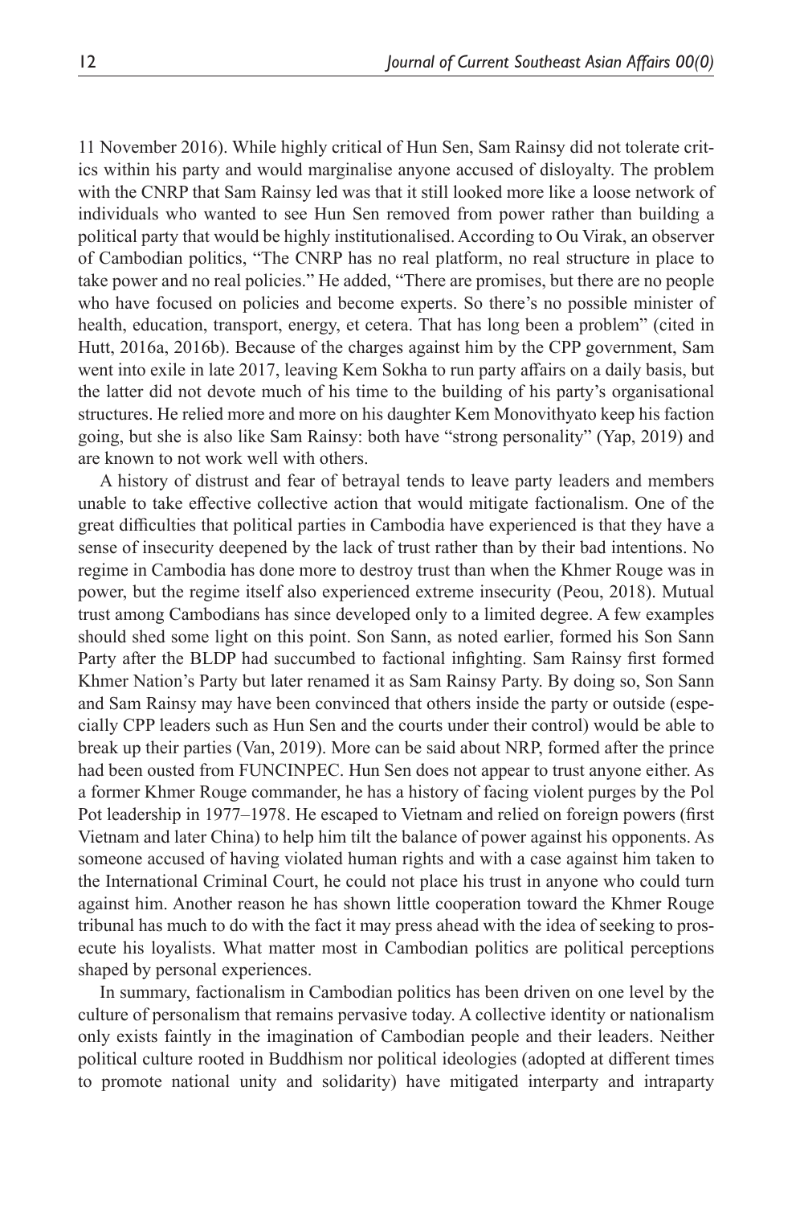11 November 2016). While highly critical of Hun Sen, Sam Rainsy did not tolerate critics within his party and would marginalise anyone accused of disloyalty. The problem with the CNRP that Sam Rainsy led was that it still looked more like a loose network of individuals who wanted to see Hun Sen removed from power rather than building a political party that would be highly institutionalised. According to Ou Virak, an observer of Cambodian politics, "The CNRP has no real platform, no real structure in place to take power and no real policies." He added, "There are promises, but there are no people who have focused on policies and become experts. So there's no possible minister of health, education, transport, energy, et cetera. That has long been a problem" (cited in Hutt, 2016a, 2016b). Because of the charges against him by the CPP government, Sam went into exile in late 2017, leaving Kem Sokha to run party affairs on a daily basis, but the latter did not devote much of his time to the building of his party's organisational structures. He relied more and more on his daughter Kem Monovithyato keep his faction going, but she is also like Sam Rainsy: both have "strong personality" (Yap, 2019) and are known to not work well with others.

A history of distrust and fear of betrayal tends to leave party leaders and members unable to take effective collective action that would mitigate factionalism. One of the great difficulties that political parties in Cambodia have experienced is that they have a sense of insecurity deepened by the lack of trust rather than by their bad intentions. No regime in Cambodia has done more to destroy trust than when the Khmer Rouge was in power, but the regime itself also experienced extreme insecurity (Peou, 2018). Mutual trust among Cambodians has since developed only to a limited degree. A few examples should shed some light on this point. Son Sann, as noted earlier, formed his Son Sann Party after the BLDP had succumbed to factional infighting. Sam Rainsy first formed Khmer Nation's Party but later renamed it as Sam Rainsy Party. By doing so, Son Sann and Sam Rainsy may have been convinced that others inside the party or outside (especially CPP leaders such as Hun Sen and the courts under their control) would be able to break up their parties (Van, 2019). More can be said about NRP, formed after the prince had been ousted from FUNCINPEC. Hun Sen does not appear to trust anyone either. As a former Khmer Rouge commander, he has a history of facing violent purges by the Pol Pot leadership in 1977–1978. He escaped to Vietnam and relied on foreign powers (first Vietnam and later China) to help him tilt the balance of power against his opponents. As someone accused of having violated human rights and with a case against him taken to the International Criminal Court, he could not place his trust in anyone who could turn against him. Another reason he has shown little cooperation toward the Khmer Rouge tribunal has much to do with the fact it may press ahead with the idea of seeking to prosecute his loyalists. What matter most in Cambodian politics are political perceptions shaped by personal experiences.

In summary, factionalism in Cambodian politics has been driven on one level by the culture of personalism that remains pervasive today. A collective identity or nationalism only exists faintly in the imagination of Cambodian people and their leaders. Neither political culture rooted in Buddhism nor political ideologies (adopted at different times to promote national unity and solidarity) have mitigated interparty and intraparty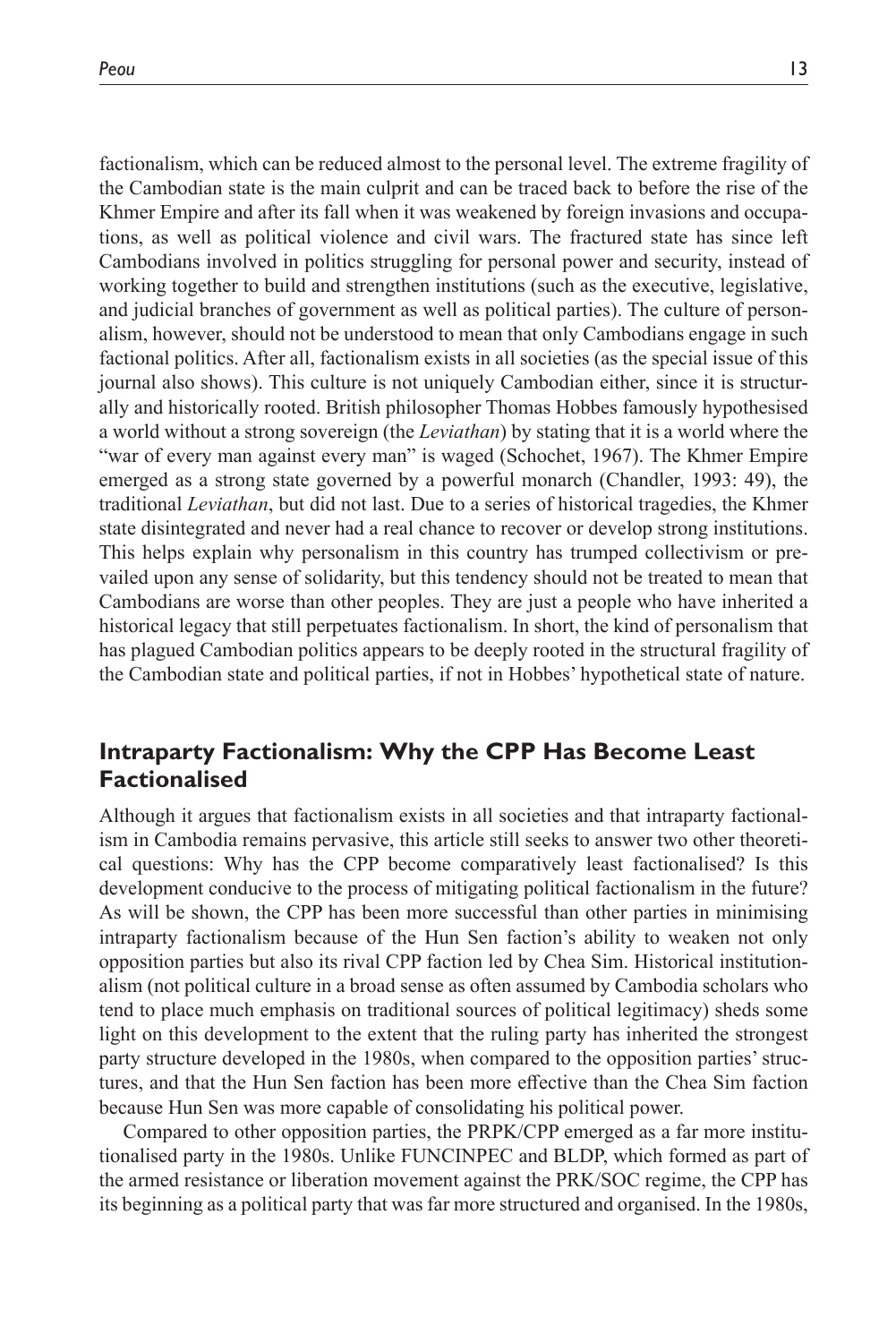factionalism, which can be reduced almost to the personal level. The extreme fragility of the Cambodian state is the main culprit and can be traced back to before the rise of the Khmer Empire and after its fall when it was weakened by foreign invasions and occupations, as well as political violence and civil wars. The fractured state has since left Cambodians involved in politics struggling for personal power and security, instead of working together to build and strengthen institutions (such as the executive, legislative, and judicial branches of government as well as political parties). The culture of personalism, however, should not be understood to mean that only Cambodians engage in such factional politics. After all, factionalism exists in all societies (as the special issue of this journal also shows). This culture is not uniquely Cambodian either, since it is structurally and historically rooted. British philosopher Thomas Hobbes famously hypothesised a world without a strong sovereign (the *Leviathan*) by stating that it is a world where the "war of every man against every man" is waged (Schochet, 1967). The Khmer Empire emerged as a strong state governed by a powerful monarch (Chandler, 1993: 49), the traditional *Leviathan*, but did not last. Due to a series of historical tragedies, the Khmer state disintegrated and never had a real chance to recover or develop strong institutions. This helps explain why personalism in this country has trumped collectivism or prevailed upon any sense of solidarity, but this tendency should not be treated to mean that Cambodians are worse than other peoples. They are just a people who have inherited a historical legacy that still perpetuates factionalism. In short, the kind of personalism that has plagued Cambodian politics appears to be deeply rooted in the structural fragility of the Cambodian state and political parties, if not in Hobbes' hypothetical state of nature.

## Intraparty Factionalism: Why the CPP Has Become Least Factionalised

Although it argues that factionalism exists in all societies and that intraparty factionalism in Cambodia remains pervasive, this article still seeks to answer two other theoretical questions: Why has the CPP become comparatively least factionalised? Is this development conducive to the process of mitigating political factionalism in the future? As will be shown, the CPP has been more successful than other parties in minimising intraparty factionalism because of the Hun Sen faction's ability to weaken not only opposition parties but also its rival CPP faction led by Chea Sim. Historical institutionalism (not political culture in a broad sense as often assumed by Cambodia scholars who tend to place much emphasis on traditional sources of political legitimacy) sheds some light on this development to the extent that the ruling party has inherited the strongest party structure developed in the 1980s, when compared to the opposition parties' structures, and that the Hun Sen faction has been more effective than the Chea Sim faction because Hun Sen was more capable of consolidating his political power.

Compared to other opposition parties, the PRPK/CPP emerged as a far more institutionalised party in the 1980s. Unlike FUNCINPEC and BLDP, which formed as part of the armed resistance or liberation movement against the PRK/SOC regime, the CPP has its beginning as a political party that was far more structured and organised. In the 1980s,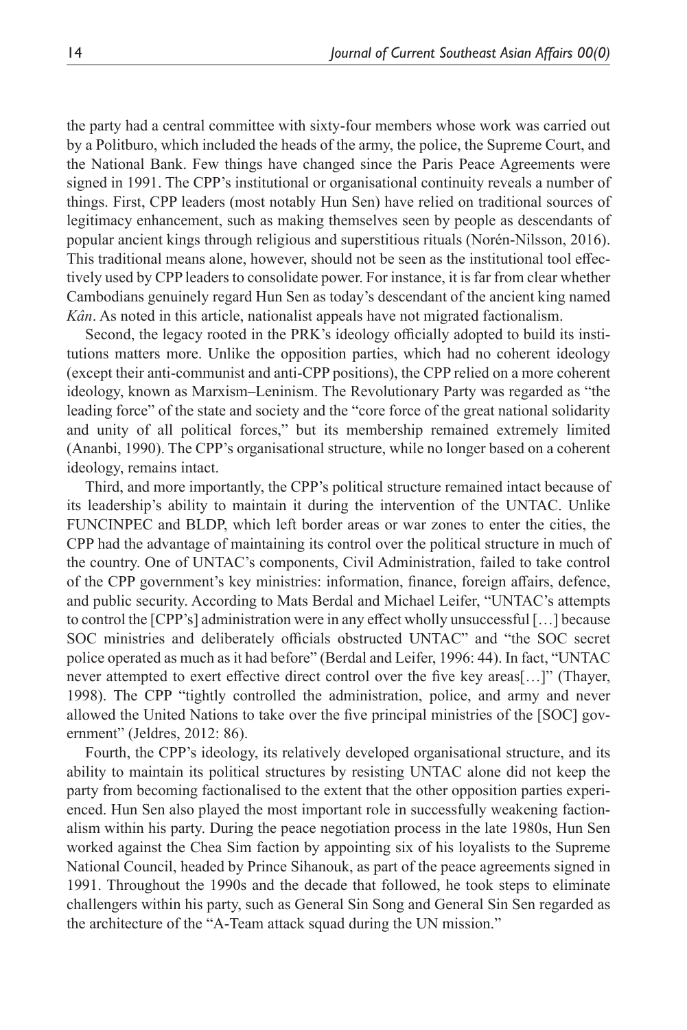the party had a central committee with sixty-four members whose work was carried out by a Politburo, which included the heads of the army, the police, the Supreme Court, and the National Bank. Few things have changed since the Paris Peace Agreements were signed in 1991. The CPP's institutional or organisational continuity reveals a number of things. First, CPP leaders (most notably Hun Sen) have relied on traditional sources of legitimacy enhancement, such as making themselves seen by people as descendants of popular ancient kings through religious and superstitious rituals (Norén-Nilsson, 2016). This traditional means alone, however, should not be seen as the institutional tool effectively used by CPP leaders to consolidate power. For instance, it is far from clear whether Cambodians genuinely regard Hun Sen as today's descendant of the ancient king named *Kân*. As noted in this article, nationalist appeals have not migrated factionalism.

Second, the legacy rooted in the PRK's ideology officially adopted to build its institutions matters more. Unlike the opposition parties, which had no coherent ideology (except their anti-communist and anti-CPP positions), the CPP relied on a more coherent ideology, known as Marxism–Leninism. The Revolutionary Party was regarded as "the leading force" of the state and society and the "core force of the great national solidarity and unity of all political forces," but its membership remained extremely limited (Ananbi, 1990). The CPP's organisational structure, while no longer based on a coherent ideology, remains intact.

Third, and more importantly, the CPP's political structure remained intact because of its leadership's ability to maintain it during the intervention of the UNTAC. Unlike FUNCINPEC and BLDP, which left border areas or war zones to enter the cities, the CPP had the advantage of maintaining its control over the political structure in much of the country. One of UNTAC's components, Civil Administration, failed to take control of the CPP government's key ministries: information, finance, foreign affairs, defence, and public security. According to Mats Berdal and Michael Leifer, "UNTAC's attempts to control the [CPP's] administration were in any effect wholly unsuccessful […] because SOC ministries and deliberately officials obstructed UNTAC" and "the SOC secret police operated as much as it had before" (Berdal and Leifer, 1996: 44). In fact, "UNTAC never attempted to exert effective direct control over the five key areas[…]" (Thayer, 1998). The CPP "tightly controlled the administration, police, and army and never allowed the United Nations to take over the five principal ministries of the [SOC] government" (Jeldres, 2012: 86).

Fourth, the CPP's ideology, its relatively developed organisational structure, and its ability to maintain its political structures by resisting UNTAC alone did not keep the party from becoming factionalised to the extent that the other opposition parties experienced. Hun Sen also played the most important role in successfully weakening factionalism within his party. During the peace negotiation process in the late 1980s, Hun Sen worked against the Chea Sim faction by appointing six of his loyalists to the Supreme National Council, headed by Prince Sihanouk, as part of the peace agreements signed in 1991. Throughout the 1990s and the decade that followed, he took steps to eliminate challengers within his party, such as General Sin Song and General Sin Sen regarded as the architecture of the "A-Team attack squad during the UN mission."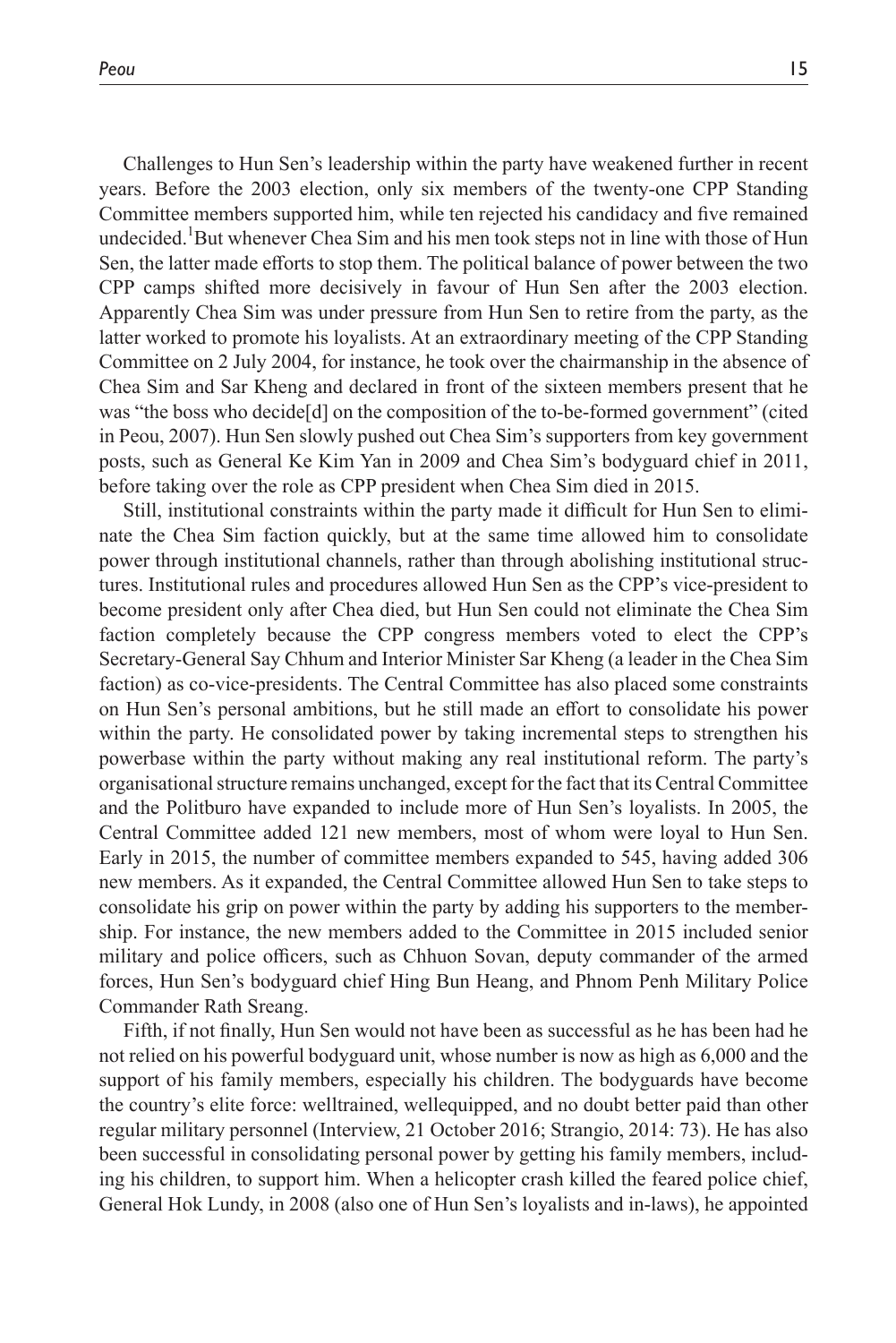Challenges to Hun Sen's leadership within the party have weakened further in recent years. Before the 2003 election, only six members of the twenty-one CPP Standing Committee members supported him, while ten rejected his candidacy and five remained undecided.[1] But whenever Chea Sim and his men took steps not in line with those of Hun Sen, the latter made efforts to stop them. The political balance of power between the two CPP camps shifted more decisively in favour of Hun Sen after the 2003 election. Apparently Chea Sim was under pressure from Hun Sen to retire from the party, as the latter worked to promote his loyalists. At an extraordinary meeting of the CPP Standing Committee on 2 July 2004, for instance, he took over the chairmanship in the absence of Chea Sim and Sar Kheng and declared in front of the sixteen members present that he was "the boss who decide[d] on the composition of the to-be-formed government" (cited in Peou, 2007). Hun Sen slowly pushed out Chea Sim's supporters from key government posts, such as General Ke Kim Yan in 2009 and Chea Sim's bodyguard chief in 2011, before taking over the role as CPP president when Chea Sim died in 2015.

Still, institutional constraints within the party made it difficult for Hun Sen to eliminate the Chea Sim faction quickly, but at the same time allowed him to consolidate power through institutional channels, rather than through abolishing institutional structures. Institutional rules and procedures allowed Hun Sen as the CPP's vice-president to become president only after Chea died, but Hun Sen could not eliminate the Chea Sim faction completely because the CPP congress members voted to elect the CPP's Secretary-General Say Chhum and Interior Minister Sar Kheng (a leader in the Chea Sim faction) as co-vice-presidents. The Central Committee has also placed some constraints on Hun Sen's personal ambitions, but he still made an effort to consolidate his power within the party. He consolidated power by taking incremental steps to strengthen his powerbase within the party without making any real institutional reform. The party's organisational structure remains unchanged, except for the fact that its Central Committee and the Politburo have expanded to include more of Hun Sen's loyalists. In 2005, the Central Committee added 121 new members, most of whom were loyal to Hun Sen. Early in 2015, the number of committee members expanded to 545, having added 306 new members. As it expanded, the Central Committee allowed Hun Sen to take steps to consolidate his grip on power within the party by adding his supporters to the membership. For instance, the new members added to the Committee in 2015 included senior military and police officers, such as Chhuon Sovan, deputy commander of the armed forces, Hun Sen's bodyguard chief Hing Bun Heang, and Phnom Penh Military Police Commander Rath Sreang.

Fifth, if not finally, Hun Sen would not have been as successful as he has been had he not relied on his powerful bodyguard unit, whose number is now as high as 6,000 and the support of his family members, especially his children. The bodyguards have become the country's elite force: welltrained, wellequipped, and no doubt better paid than other regular military personnel (Interview, 21 October 2016; Strangio, 2014: 73). He has also been successful in consolidating personal power by getting his family members, including his children, to support him. When a helicopter crash killed the feared police chief, General Hok Lundy, in 2008 (also one of Hun Sen's loyalists and in-laws), he appointed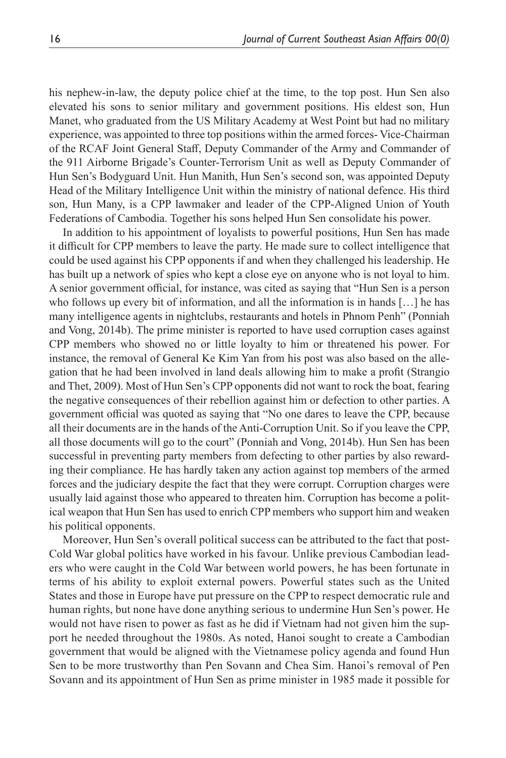his nephew-in-law, the deputy police chief at the time, to the top post. Hun Sen also elevated his sons to senior military and government positions. His eldest son, Hun Manet, who graduated from the US Military Academy at West Point but had no military experience, was appointed to three top positions within the armed forces- Vice-Chairman of the RCAF Joint General Staff, Deputy Commander of the Army and Commander of the 911 Airborne Brigade's Counter-Terrorism Unit as well as Deputy Commander of Hun Sen's Bodyguard Unit. Hun Manith, Hun Sen's second son, was appointed Deputy Head of the Military Intelligence Unit within the ministry of national defence. His third son, Hun Many, is a CPP lawmaker and leader of the CPP-Aligned Union of Youth Federations of Cambodia. Together his sons helped Hun Sen consolidate his power.

In addition to his appointment of loyalists to powerful positions, Hun Sen has made it difficult for CPP members to leave the party. He made sure to collect intelligence that could be used against his CPP opponents if and when they challenged his leadership. He has built up a network of spies who kept a close eye on anyone who is not loyal to him. A senior government official, for instance, was cited as saying that "Hun Sen is a person who follows up every bit of information, and all the information is in hands […] he has many intelligence agents in nightclubs, restaurants and hotels in Phnom Penh" (Ponniah and Vong, 2014b). The prime minister is reported to have used corruption cases against CPP members who showed no or little loyalty to him or threatened his power. For instance, the removal of General Ke Kim Yan from his post was also based on the allegation that he had been involved in land deals allowing him to make a profit (Strangio and Thet, 2009). Most of Hun Sen's CPP opponents did not want to rock the boat, fearing the negative consequences of their rebellion against him or defection to other parties. A government official was quoted as saying that "No one dares to leave the CPP, because all their documents are in the hands of the Anti-Corruption Unit. So if you leave the CPP, all those documents will go to the court" (Ponniah and Vong, 2014b). Hun Sen has been successful in preventing party members from defecting to other parties by also rewarding their compliance. He has hardly taken any action against top members of the armed forces and the judiciary despite the fact that they were corrupt. Corruption charges were usually laid against those who appeared to threaten him. Corruption has become a political weapon that Hun Sen has used to enrich CPP members who support him and weaken his political opponents.

Moreover, Hun Sen's overall political success can be attributed to the fact that post-Cold War global politics have worked in his favour. Unlike previous Cambodian leaders who were caught in the Cold War between world powers, he has been fortunate in terms of his ability to exploit external powers. Powerful states such as the United States and those in Europe have put pressure on the CPP to respect democratic rule and human rights, but none have done anything serious to undermine Hun Sen's power. He would not have risen to power as fast as he did if Vietnam had not given him the support he needed throughout the 1980s. As noted, Hanoi sought to create a Cambodian government that would be aligned with the Vietnamese policy agenda and found Hun Sen to be more trustworthy than Pen Sovann and Chea Sim. Hanoi's removal of Pen Sovann and its appointment of Hun Sen as prime minister in 1985 made it possible for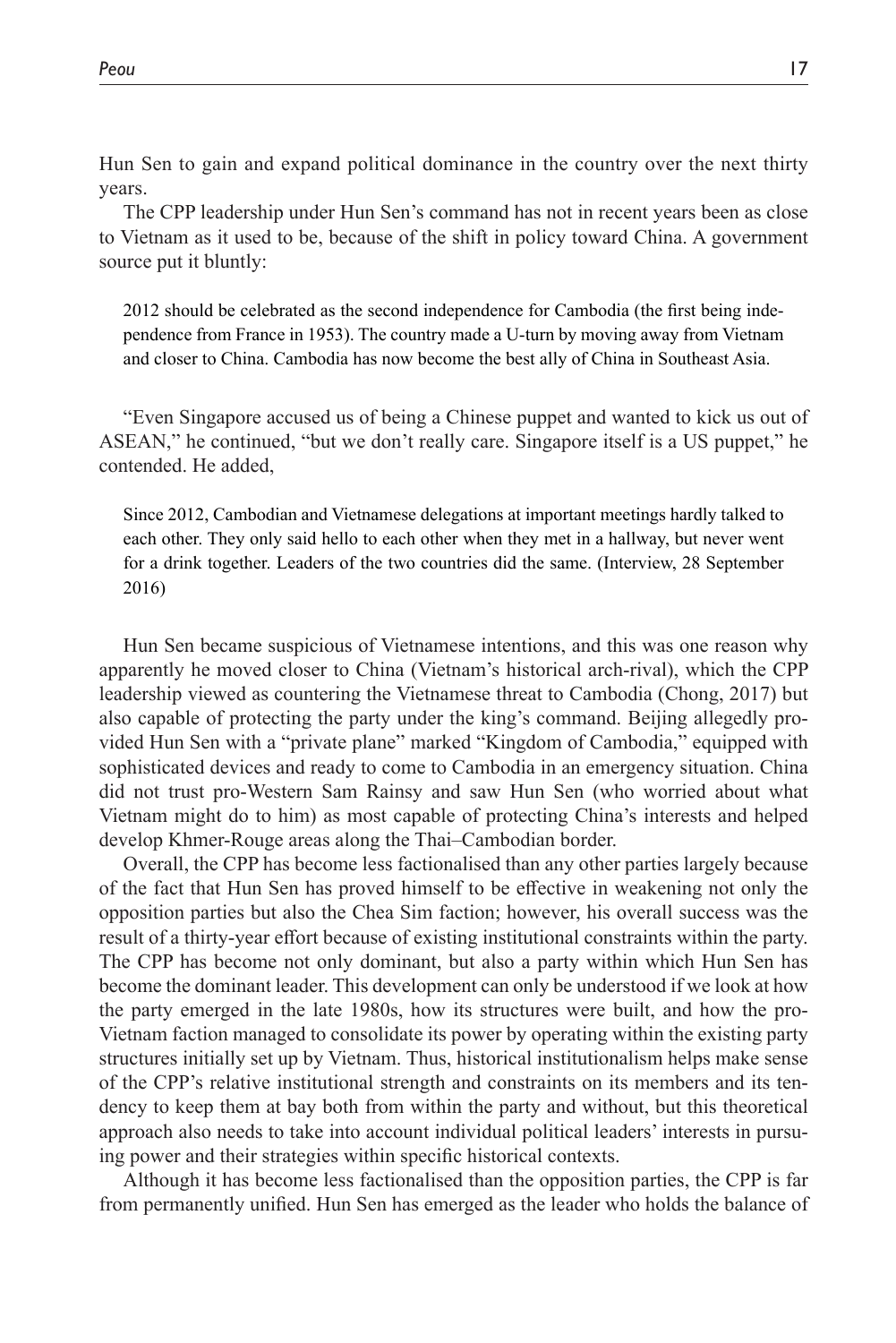Hun Sen to gain and expand political dominance in the country over the next thirty years.

The CPP leadership under Hun Sen's command has not in recent years been as close to Vietnam as it used to be, because of the shift in policy toward China. A government source put it bluntly:

> 2012 should be celebrated as the second independence for Cambodia (the first being independence from France in 1953). The country made a U-turn by moving away from Vietnam and closer to China. Cambodia has now become the best ally of China in Southeast Asia.

"Even Singapore accused us of being a Chinese puppet and wanted to kick us out of ASEAN," he continued, "but we don't really care. Singapore itself is a US puppet," he contended. He added,

> Since 2012, Cambodian and Vietnamese delegations at important meetings hardly talked to each other. They only said hello to each other when they met in a hallway, but never went for a drink together. Leaders of the two countries did the same. (Interview, 28 September 2016)

Hun Sen became suspicious of Vietnamese intentions, and this was one reason why apparently he moved closer to China (Vietnam's historical arch-rival), which the CPP leadership viewed as countering the Vietnamese threat to Cambodia (Chong, 2017) but also capable of protecting the party under the king's command. Beijing allegedly provided Hun Sen with a "private plane" marked "Kingdom of Cambodia," equipped with sophisticated devices and ready to come to Cambodia in an emergency situation. China did not trust pro-Western Sam Rainsy and saw Hun Sen (who worried about what Vietnam might do to him) as most capable of protecting China's interests and helped develop Khmer-Rouge areas along the Thai–Cambodian border.

Overall, the CPP has become less factionalised than any other parties largely because of the fact that Hun Sen has proved himself to be effective in weakening not only the opposition parties but also the Chea Sim faction; however, his overall success was the result of a thirty-year effort because of existing institutional constraints within the party. The CPP has become not only dominant, but also a party within which Hun Sen has become the dominant leader. This development can only be understood if we look at how the party emerged in the late 1980s, how its structures were built, and how the pro-Vietnam faction managed to consolidate its power by operating within the existing party structures initially set up by Vietnam. Thus, historical institutionalism helps make sense of the CPP's relative institutional strength and constraints on its members and its tendency to keep them at bay both from within the party and without, but this theoretical approach also needs to take into account individual political leaders' interests in pursuing power and their strategies within specific historical contexts.

Although it has become less factionalised than the opposition parties, the CPP is far from permanently unified. Hun Sen has emerged as the leader who holds the balance of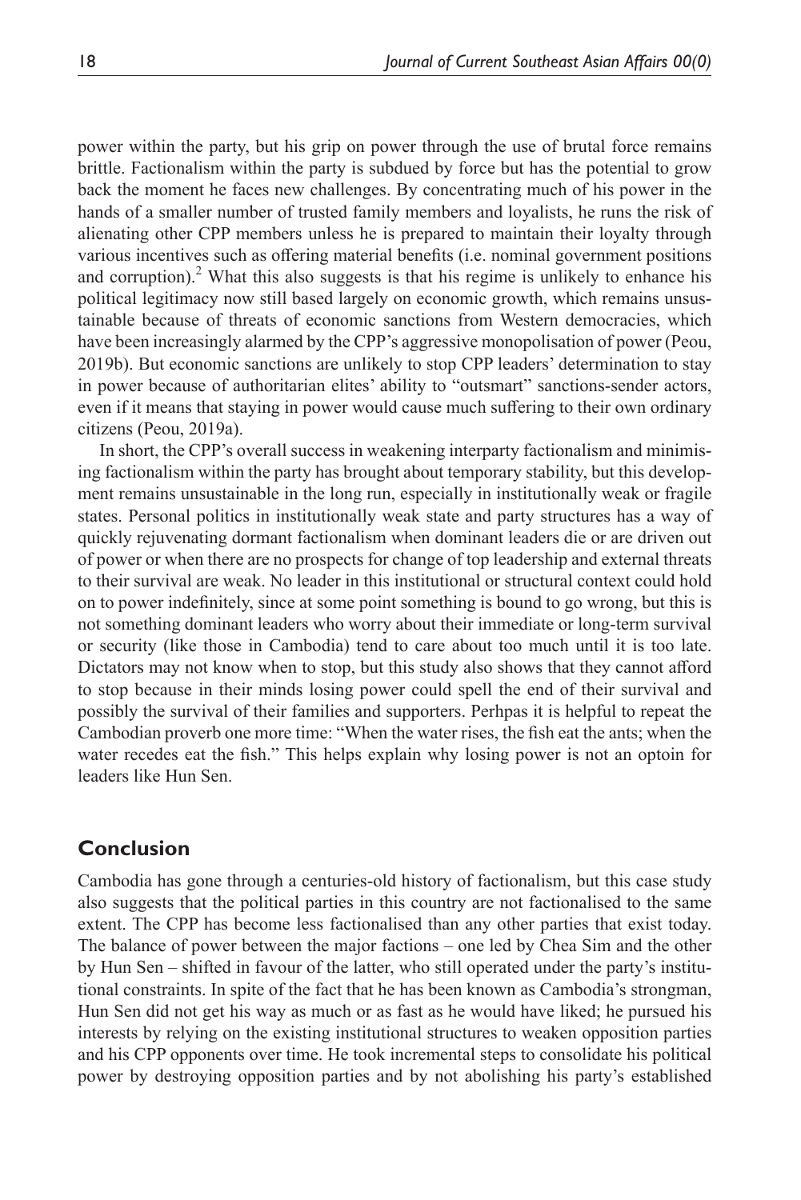power within the party, but his grip on power through the use of brutal force remains brittle. Factionalism within the party is subdued by force but has the potential to grow back the moment he faces new challenges. By concentrating much of his power in the hands of a smaller number of trusted family members and loyalists, he runs the risk of alienating other CPP members unless he is prepared to maintain their loyalty through various incentives such as offering material benefits (i.e. nominal government positions and corruption).[2] What this also suggests is that his regime is unlikely to enhance his political legitimacy now still based largely on economic growth, which remains unsustainable because of threats of economic sanctions from Western democracies, which have been increasingly alarmed by the CPP's aggressive monopolisation of power (Peou, 2019b). But economic sanctions are unlikely to stop CPP leaders' determination to stay in power because of authoritarian elites' ability to "outsmart" sanctions-sender actors, even if it means that staying in power would cause much suffering to their own ordinary citizens (Peou, 2019a).

In short, the CPP's overall success in weakening interparty factionalism and minimising factionalism within the party has brought about temporary stability, but this development remains unsustainable in the long run, especially in institutionally weak or fragile states. Personal politics in institutionally weak state and party structures has a way of quickly rejuvenating dormant factionalism when dominant leaders die or are driven out of power or when there are no prospects for change of top leadership and external threats to their survival are weak. No leader in this institutional or structural context could hold on to power indefinitely, since at some point something is bound to go wrong, but this is not something dominant leaders who worry about their immediate or long-term survival or security (like those in Cambodia) tend to care about too much until it is too late. Dictators may not know when to stop, but this study also shows that they cannot afford to stop because in their minds losing power could spell the end of their survival and possibly the survival of their families and supporters. Perhpas it is helpful to repeat the Cambodian proverb one more time: "When the water rises, the fish eat the ants; when the water recedes eat the fish." This helps explain why losing power is not an optoin for leaders like Hun Sen.

## Conclusion

Cambodia has gone through a centuries-old history of factionalism, but this case study also suggests that the political parties in this country are not factionalised to the same extent. The CPP has become less factionalised than any other parties that exist today. The balance of power between the major factions – one led by Chea Sim and the other by Hun Sen – shifted in favour of the latter, who still operated under the party's institutional constraints. In spite of the fact that he has been known as Cambodia's strongman, Hun Sen did not get his way as much or as fast as he would have liked; he pursued his interests by relying on the existing institutional structures to weaken opposition parties and his CPP opponents over time. He took incremental steps to consolidate his political power by destroying opposition parties and by not abolishing his party's established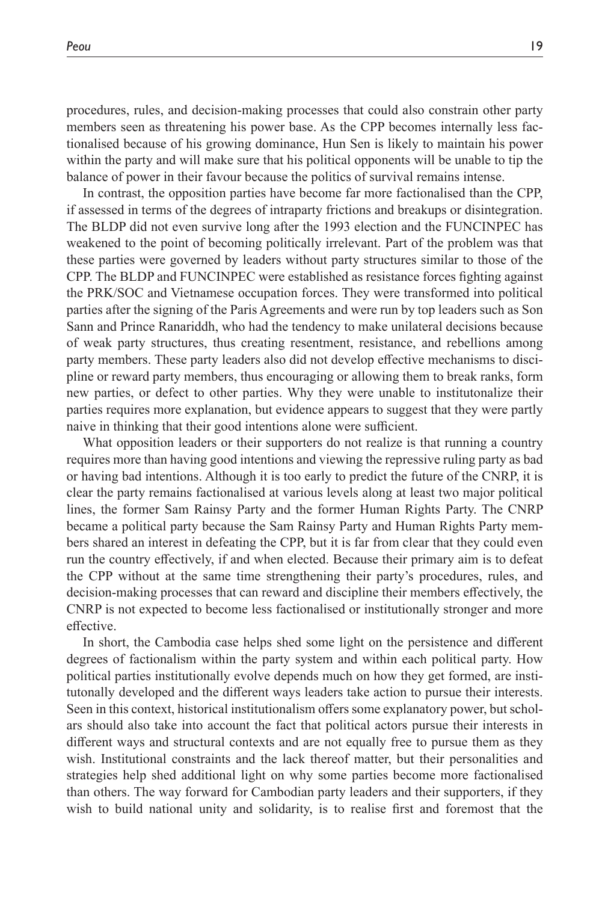procedures, rules, and decision-making processes that could also constrain other party members seen as threatening his power base. As the CPP becomes internally less factionalised because of his growing dominance, Hun Sen is likely to maintain his power within the party and will make sure that his political opponents will be unable to tip the balance of power in their favour because the politics of survival remains intense.

In contrast, the opposition parties have become far more factionalised than the CPP, if assessed in terms of the degrees of intraparty frictions and breakups or disintegration. The BLDP did not even survive long after the 1993 election and the FUNCINPEC has weakened to the point of becoming politically irrelevant. Part of the problem was that these parties were governed by leaders without party structures similar to those of the CPP. The BLDP and FUNCINPEC were established as resistance forces fighting against the PRK/SOC and Vietnamese occupation forces. They were transformed into political parties after the signing of the Paris Agreements and were run by top leaders such as Son Sann and Prince Ranariddh, who had the tendency to make unilateral decisions because of weak party structures, thus creating resentment, resistance, and rebellions among party members. These party leaders also did not develop effective mechanisms to discipline or reward party members, thus encouraging or allowing them to break ranks, form new parties, or defect to other parties. Why they were unable to institutonalize their parties requires more explanation, but evidence appears to suggest that they were partly naive in thinking that their good intentions alone were sufficient.

What opposition leaders or their supporters do not realize is that running a country requires more than having good intentions and viewing the repressive ruling party as bad or having bad intentions. Although it is too early to predict the future of the CNRP, it is clear the party remains factionalised at various levels along at least two major political lines, the former Sam Rainsy Party and the former Human Rights Party. The CNRP became a political party because the Sam Rainsy Party and Human Rights Party members shared an interest in defeating the CPP, but it is far from clear that they could even run the country effectively, if and when elected. Because their primary aim is to defeat the CPP without at the same time strengthening their party's procedures, rules, and decision-making processes that can reward and discipline their members effectively, the CNRP is not expected to become less factionalised or institutionally stronger and more effective.

In short, the Cambodia case helps shed some light on the persistence and different degrees of factionalism within the party system and within each political party. How political parties institutionally evolve depends much on how they get formed, are institutonally developed and the different ways leaders take action to pursue their interests. Seen in this context, historical institutionalism offers some explanatory power, but scholars should also take into account the fact that political actors pursue their interests in different ways and structural contexts and are not equally free to pursue them as they wish. Institutional constraints and the lack thereof matter, but their personalities and strategies help shed additional light on why some parties become more factionalised than others. The way forward for Cambodian party leaders and their supporters, if they wish to build national unity and solidarity, is to realise first and foremost that the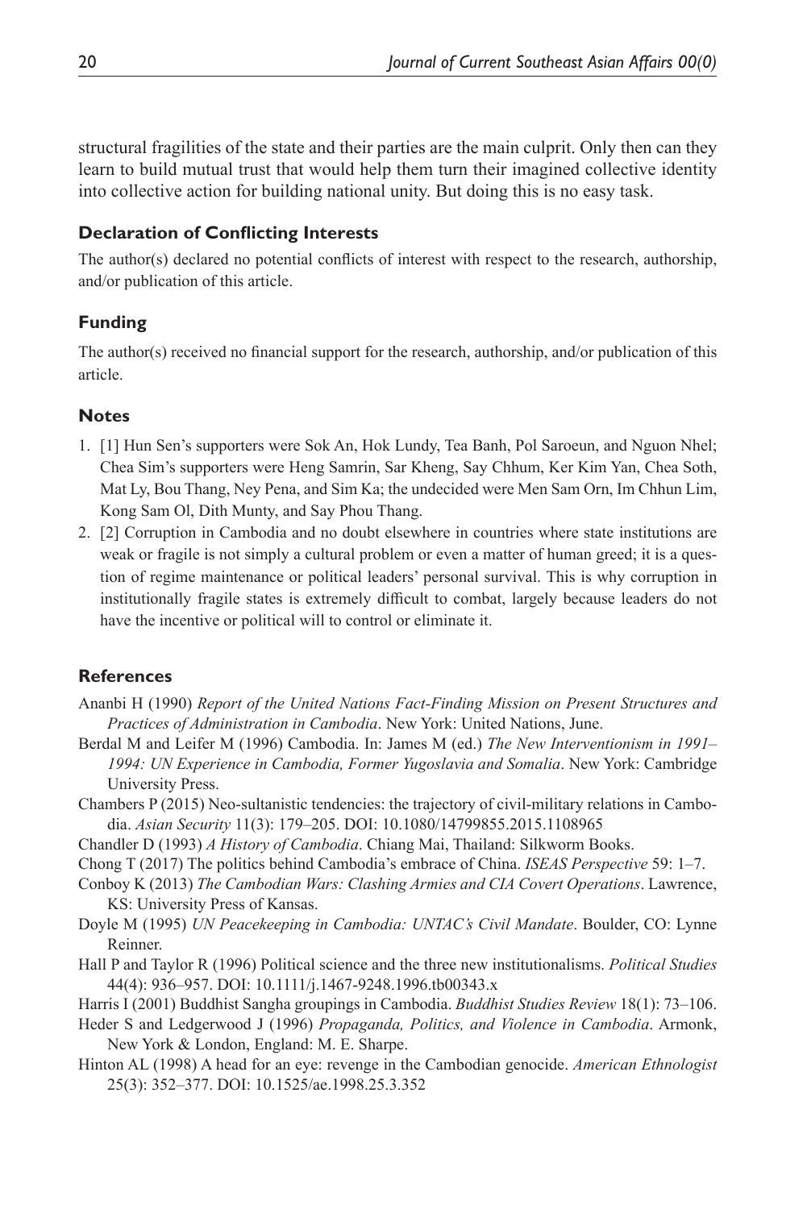structural fragilities of the state and their parties are the main culprit. Only then can they learn to build mutual trust that would help them turn their imagined collective identity into collective action for building national unity. But doing this is no easy task.

## Declaration of Conflicting Interests

The author(s) declared no potential conflicts of interest with respect to the research, authorship, and/or publication of this article.

## Funding

The author(s) received no financial support for the research, authorship, and/or publication of this article.

## Notes

1. [1] Hun Sen's supporters were Sok An, Hok Lundy, Tea Banh, Pol Saroeun, and Nguon Nhel; Chea Sim's supporters were Heng Samrin, Sar Kheng, Say Chhum, Ker Kim Yan, Chea Soth, Mat Ly, Bou Thang, Ney Pena, and Sim Ka; the undecided were Men Sam Orn, Im Chhun Lim, Kong Sam Ol, Dith Munty, and Say Phou Thang.
2. [2] Corruption in Cambodia and no doubt elsewhere in countries where state institutions are weak or fragile is not simply a cultural problem or even a matter of human greed; it is a question of regime maintenance or political leaders' personal survival. This is why corruption in institutionally fragile states is extremely difficult to combat, largely because leaders do not have the incentive or political will to control or eliminate it.

## References

Ananbi H (1990) *Report of the United Nations Fact-Finding Mission on Present Structures and Practices of Administration in Cambodia*. New York: United Nations, June.

Berdal M and Leifer M (1996) Cambodia. In: James M (ed.) *The New Interventionism in 1991–1994: UN Experience in Cambodia, Former Yugoslavia and Somalia*. New York: Cambridge University Press.

Chambers P (2015) Neo-sultanistic tendencies: the trajectory of civil-military relations in Cambodia. *Asian Security* 11(3): 179–205. DOI: 10.1080/14799855.2015.1108965

Chandler D (1993) *A History of Cambodia*. Chiang Mai, Thailand: Silkworm Books.

Chong T (2017) The politics behind Cambodia's embrace of China. *ISEAS Perspective* 59: 1–7.

Conboy K (2013) *The Cambodian Wars: Clashing Armies and CIA Covert Operations*. Lawrence, KS: University Press of Kansas.

Doyle M (1995) *UN Peacekeeping in Cambodia: UNTAC's Civil Mandate*. Boulder, CO: Lynne Reinner.

Hall P and Taylor R (1996) Political science and the three new institutionalisms. *Political Studies* 44(4): 936–957. DOI: 10.1111/j.1467-9248.1996.tb00343.x

Harris I (2001) Buddhist Sangha groupings in Cambodia. *Buddhist Studies Review* 18(1): 73–106.

Heder S and Ledgerwood J (1996) *Propaganda, Politics, and Violence in Cambodia*. Armonk, New York & London, England: M. E. Sharpe.

Hinton AL (1998) A head for an eye: revenge in the Cambodian genocide. *American Ethnologist* 25(3): 352–377. DOI: 10.1525/ae.1998.25.3.352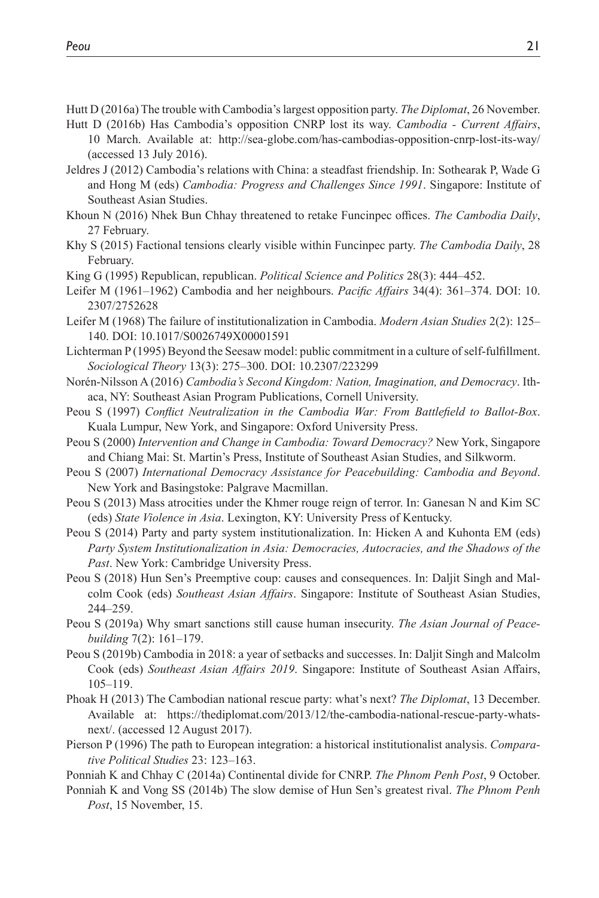Hutt D (2016a) The trouble with Cambodia's largest opposition party. *The Diplomat*, 26 November.

Hutt D (2016b) Has Cambodia's opposition CNRP lost its way. *Cambodia - Current Affairs*, 10 March. Available at: http://sea-globe.com/has-cambodias-opposition-cnrp-lost-its-way/ (accessed 13 July 2016).

Jeldres J (2012) Cambodia's relations with China: a steadfast friendship. In: Sothearak P, Wade G and Hong M (eds) *Cambodia: Progress and Challenges Since 1991*. Singapore: Institute of Southeast Asian Studies.

Khoun N (2016) Nhek Bun Chhay threatened to retake Funcinpec offices. *The Cambodia Daily*, 27 February.

Khy S (2015) Factional tensions clearly visible within Funcinpec party. *The Cambodia Daily*, 28 February.

King G (1995) Republican, republican. *Political Science and Politics* 28(3): 444–452.

Leifer M (1961–1962) Cambodia and her neighbours. *Pacific Affairs* 34(4): 361–374. DOI: 10.2307/2752628

Leifer M (1968) The failure of institutionalization in Cambodia. *Modern Asian Studies* 2(2): 125–140. DOI: 10.1017/S0026749X00001591

Lichterman P (1995) Beyond the Seesaw model: public commitment in a culture of self-fulfillment. *Sociological Theory* 13(3): 275–300. DOI: 10.2307/223299

Norén-Nilsson A (2016) *Cambodia's Second Kingdom: Nation, Imagination, and Democracy*. Ithaca, NY: Southeast Asian Program Publications, Cornell University.

Peou S (1997) *Conflict Neutralization in the Cambodia War: From Battlefield to Ballot-Box*. Kuala Lumpur, New York, and Singapore: Oxford University Press.

Peou S (2000) *Intervention and Change in Cambodia: Toward Democracy?* New York, Singapore and Chiang Mai: St. Martin's Press, Institute of Southeast Asian Studies, and Silkworm.

Peou S (2007) *International Democracy Assistance for Peacebuilding: Cambodia and Beyond*. New York and Basingstoke: Palgrave Macmillan.

Peou S (2013) Mass atrocities under the Khmer rouge reign of terror. In: Ganesan N and Kim SC (eds) *State Violence in Asia*. Lexington, KY: University Press of Kentucky.

Peou S (2014) Party and party system institutionalization. In: Hicken A and Kuhonta EM (eds) *Party System Institutionalization in Asia: Democracies, Autocracies, and the Shadows of the Past*. New York: Cambridge University Press.

Peou S (2018) Hun Sen's Preemptive coup: causes and consequences. In: Daljit Singh and Malcolm Cook (eds) *Southeast Asian Affairs*. Singapore: Institute of Southeast Asian Studies, 244–259.

Peou S (2019a) Why smart sanctions still cause human insecurity. *The Asian Journal of Peacebuilding* 7(2): 161–179.

Peou S (2019b) Cambodia in 2018: a year of setbacks and successes. In: Daljit Singh and Malcolm Cook (eds) *Southeast Asian Affairs 2019*. Singapore: Institute of Southeast Asian Affairs, 105–119.

Phoak H (2013) The Cambodian national rescue party: what's next? *The Diplomat*, 13 December. Available at: https://thediplomat.com/2013/12/the-cambodia-national-rescue-party-whats-next/. (accessed 12 August 2017).

Pierson P (1996) The path to European integration: a historical institutionalist analysis. *Comparative Political Studies* 23: 123–163.

Ponniah K and Chhay C (2014a) Continental divide for CNRP. *The Phnom Penh Post*, 9 October.

Ponniah K and Vong SS (2014b) The slow demise of Hun Sen's greatest rival. *The Phnom Penh Post*, 15 November, 15.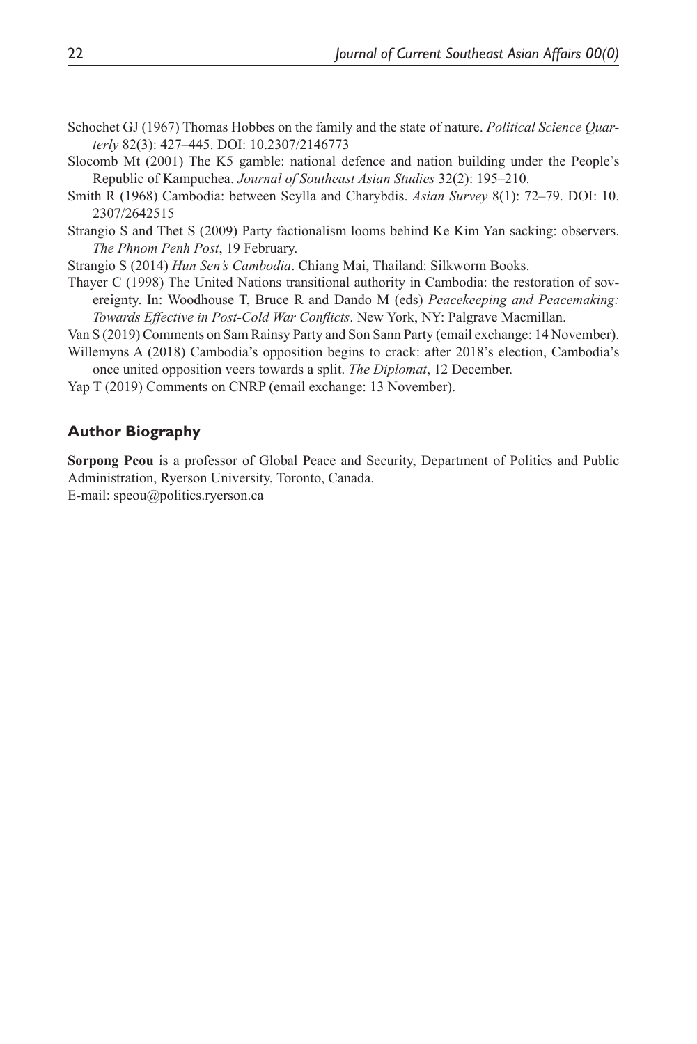Schochet GJ (1967) Thomas Hobbes on the family and the state of nature. *Political Science Quarterly* 82(3): 427–445. DOI: 10.2307/2146773

Slocomb Mt (2001) The K5 gamble: national defence and nation building under the People's Republic of Kampuchea. *Journal of Southeast Asian Studies* 32(2): 195–210.

Smith R (1968) Cambodia: between Scylla and Charybdis. *Asian Survey* 8(1): 72–79. DOI: 10.2307/2642515

Strangio S and Thet S (2009) Party factionalism looms behind Ke Kim Yan sacking: observers. *The Phnom Penh Post*, 19 February.

Strangio S (2014) *Hun Sen's Cambodia*. Chiang Mai, Thailand: Silkworm Books.

Thayer C (1998) The United Nations transitional authority in Cambodia: the restoration of sovereignty. In: Woodhouse T, Bruce R and Dando M (eds) *Peacekeeping and Peacemaking: Towards Effective in Post-Cold War Conflicts*. New York, NY: Palgrave Macmillan.

Van S (2019) Comments on Sam Rainsy Party and Son Sann Party (email exchange: 14 November).

Willemyns A (2018) Cambodia's opposition begins to crack: after 2018's election, Cambodia's once united opposition veers towards a split. *The Diplomat*, 12 December.

Yap T (2019) Comments on CNRP (email exchange: 13 November).

## Author Biography

**Sorpong Peou** is a professor of Global Peace and Security, Department of Politics and Public Administration, Ryerson University, Toronto, Canada.
E-mail: speou@politics.ryerson.ca